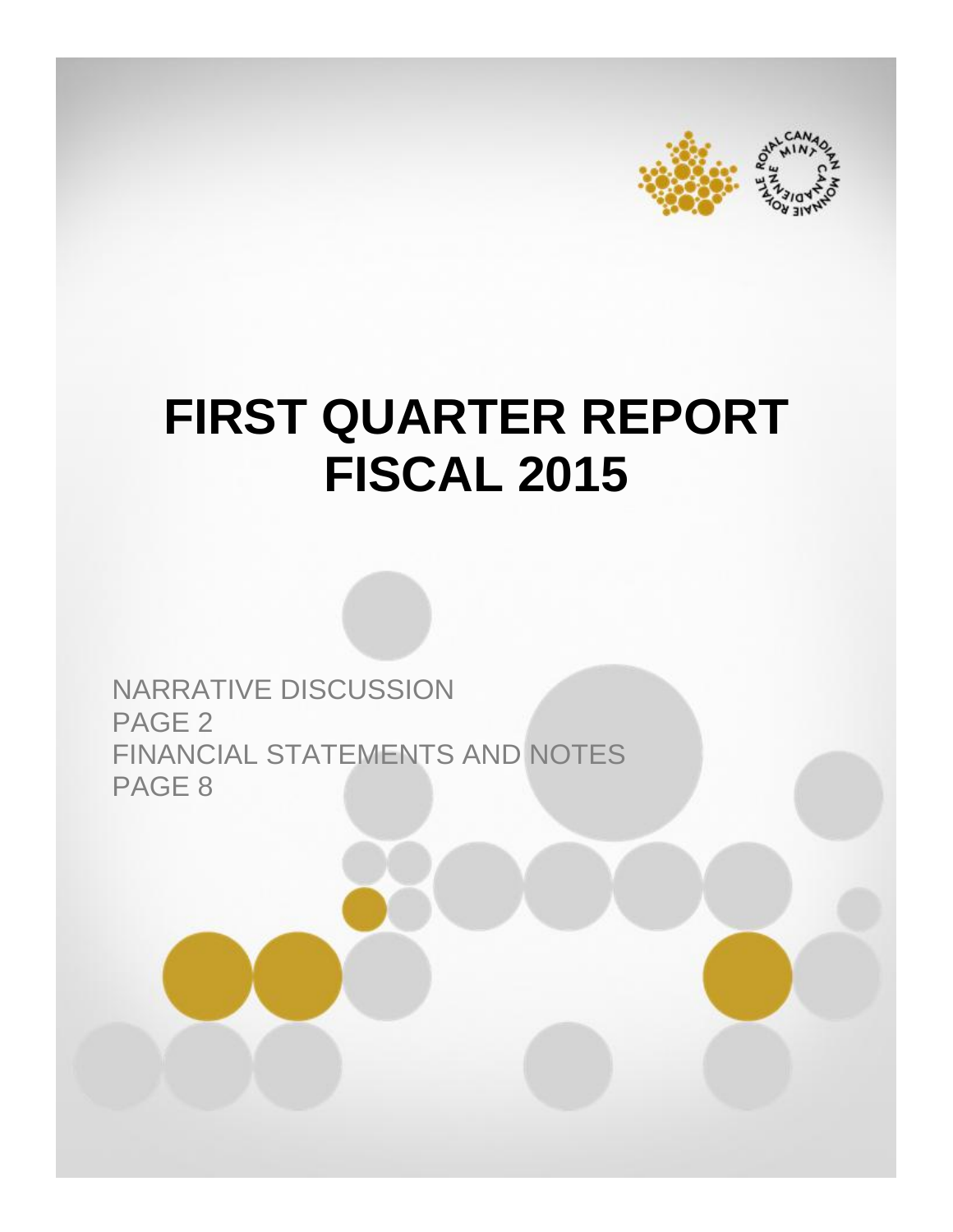# FIRST QUARTER REPORT FISCAL 2015

NARRATIVE DISCUSSION
PAGE 2
FINANCIAL STATEMENTS AND NOTES
PAGE 8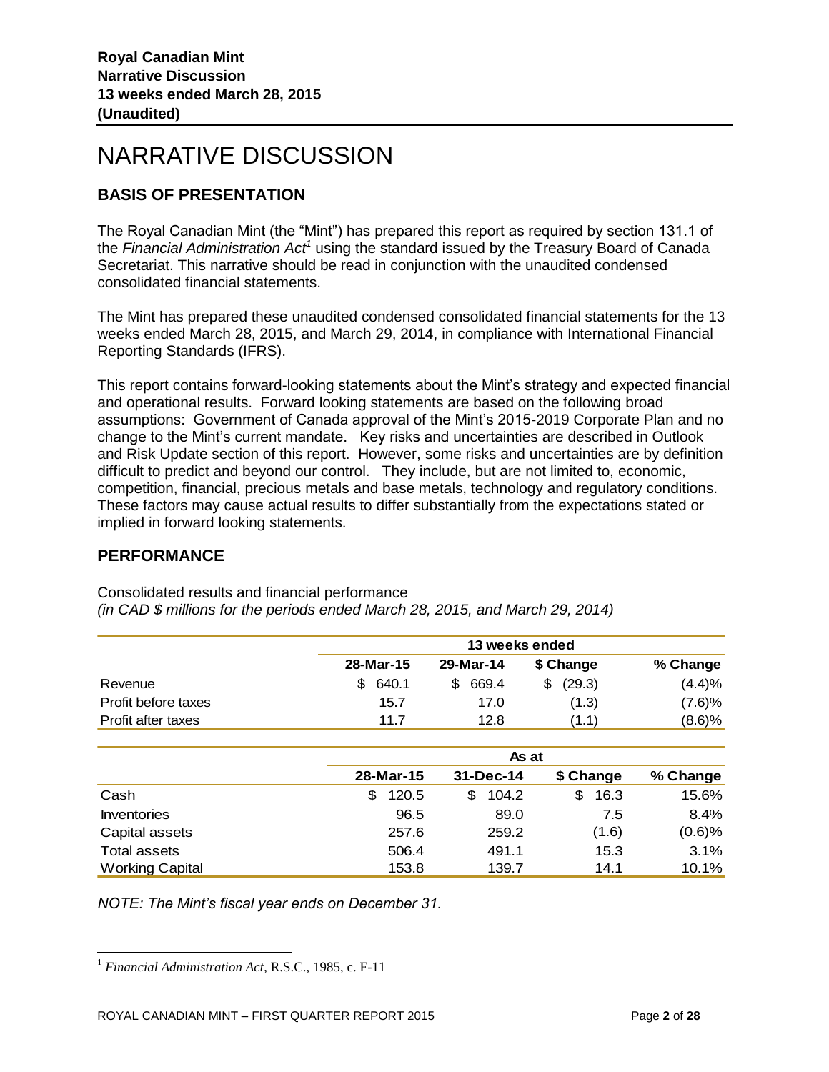**Royal Canadian Mint**
**Narrative Discussion**
**13 weeks ended March 28, 2015**
**(Unaudited)**

# NARRATIVE DISCUSSION

## BASIS OF PRESENTATION

The Royal Canadian Mint (the "Mint") has prepared this report as required by section 131.1 of the *Financial Administration Act*[1] using the standard issued by the Treasury Board of Canada Secretariat. This narrative should be read in conjunction with the unaudited condensed consolidated financial statements.

The Mint has prepared these unaudited condensed consolidated financial statements for the 13 weeks ended March 28, 2015, and March 29, 2014, in compliance with International Financial Reporting Standards (IFRS).

This report contains forward-looking statements about the Mint's strategy and expected financial and operational results. Forward looking statements are based on the following broad assumptions: Government of Canada approval of the Mint's 2015-2019 Corporate Plan and no change to the Mint's current mandate. Key risks and uncertainties are described in Outlook and Risk Update section of this report. However, some risks and uncertainties are by definition difficult to predict and beyond our control. They include, but are not limited to, economic, competition, financial, precious metals and base metals, technology and regulatory conditions. These factors may cause actual results to differ substantially from the expectations stated or implied in forward looking statements.

## PERFORMANCE

Consolidated results and financial performance
*(in CAD $ millions for the periods ended March 28, 2015, and March 29, 2014)*

| | 13 weeks ended | | | |
|---|---|---|---|---|
| | 28-Mar-15 | 29-Mar-14 | $ Change | % Change |
| Revenue | $ 640.1 | $ 669.4 | $ (29.3) | (4.4)% |
| Profit before taxes | 15.7 | 17.0 | (1.3) | (7.6)% |
| Profit after taxes | 11.7 | 12.8 | (1.1) | (8.6)% |

| | As at | | | |
|---|---|---|---|---|
| | 28-Mar-15 | 31-Dec-14 | $ Change | % Change |
| Cash | $ 120.5 | $ 104.2 | $ 16.3 | 15.6% |
| Inventories | 96.5 | 89.0 | 7.5 | 8.4% |
| Capital assets | 257.6 | 259.2 | (1.6) | (0.6)% |
| Total assets | 506.4 | 491.1 | 15.3 | 3.1% |
| Working Capital | 153.8 | 139.7 | 14.1 | 10.1% |

*NOTE: The Mint's fiscal year ends on December 31.*

[1] *Financial Administration Act*, R.S.C., 1985, c. F-11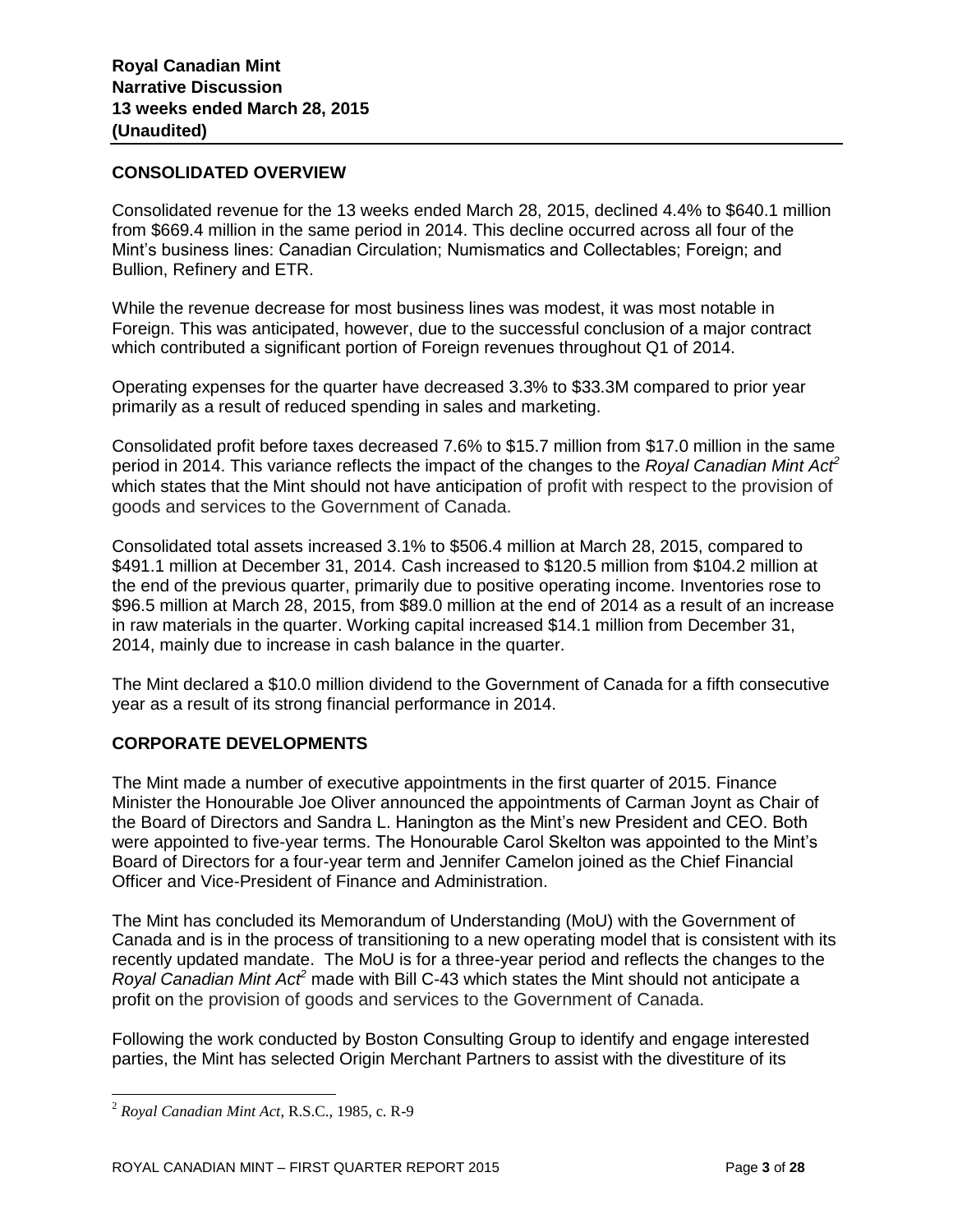**Royal Canadian Mint**
**Narrative Discussion**
**13 weeks ended March 28, 2015**
**(Unaudited)**

## CONSOLIDATED OVERVIEW

Consolidated revenue for the 13 weeks ended March 28, 2015, declined 4.4% to $640.1 million from $669.4 million in the same period in 2014. This decline occurred across all four of the Mint's business lines: Canadian Circulation; Numismatics and Collectables; Foreign; and Bullion, Refinery and ETR.

While the revenue decrease for most business lines was modest, it was most notable in Foreign. This was anticipated, however, due to the successful conclusion of a major contract which contributed a significant portion of Foreign revenues throughout Q1 of 2014.

Operating expenses for the quarter have decreased 3.3% to $33.3M compared to prior year primarily as a result of reduced spending in sales and marketing.

Consolidated profit before taxes decreased 7.6% to $15.7 million from $17.0 million in the same period in 2014. This variance reflects the impact of the changes to the *Royal Canadian Mint Act*[2] which states that the Mint should not have anticipation of profit with respect to the provision of goods and services to the Government of Canada.

Consolidated total assets increased 3.1% to $506.4 million at March 28, 2015, compared to $491.1 million at December 31, 2014. Cash increased to $120.5 million from $104.2 million at the end of the previous quarter, primarily due to positive operating income. Inventories rose to $96.5 million at March 28, 2015, from $89.0 million at the end of 2014 as a result of an increase in raw materials in the quarter. Working capital increased $14.1 million from December 31, 2014, mainly due to increase in cash balance in the quarter.

The Mint declared a $10.0 million dividend to the Government of Canada for a fifth consecutive year as a result of its strong financial performance in 2014.

## CORPORATE DEVELOPMENTS

The Mint made a number of executive appointments in the first quarter of 2015. Finance Minister the Honourable Joe Oliver announced the appointments of Carman Joynt as Chair of the Board of Directors and Sandra L. Hanington as the Mint's new President and CEO. Both were appointed to five-year terms. The Honourable Carol Skelton was appointed to the Mint's Board of Directors for a four-year term and Jennifer Camelon joined as the Chief Financial Officer and Vice-President of Finance and Administration.

The Mint has concluded its Memorandum of Understanding (MoU) with the Government of Canada and is in the process of transitioning to a new operating model that is consistent with its recently updated mandate. The MoU is for a three-year period and reflects the changes to the *Royal Canadian Mint Act*[2] made with Bill C-43 which states the Mint should not anticipate a profit on the provision of goods and services to the Government of Canada.

Following the work conducted by Boston Consulting Group to identify and engage interested parties, the Mint has selected Origin Merchant Partners to assist with the divestiture of its

[2] *Royal Canadian Mint Act*, R.S.C., 1985, c. R-9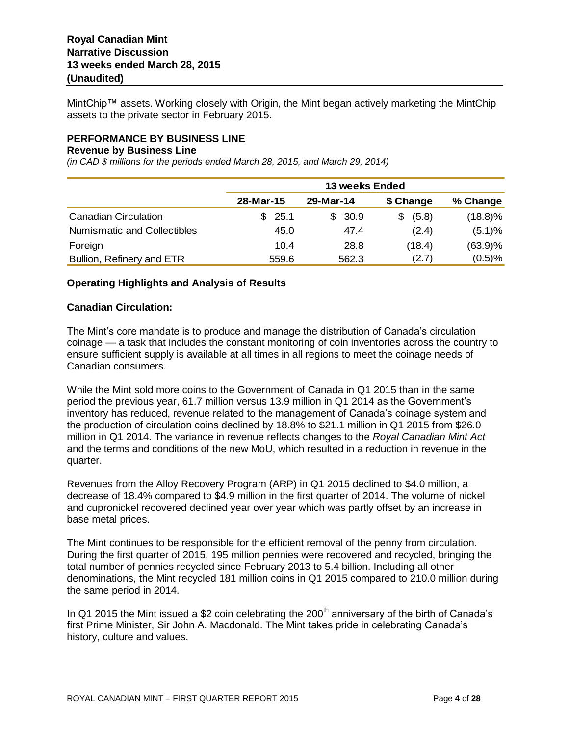MintChip™ assets. Working closely with Origin, the Mint began actively marketing the MintChip assets to the private sector in February 2015.

## PERFORMANCE BY BUSINESS LINE

### Revenue by Business Line

*(in CAD $ millions for the periods ended March 28, 2015, and March 29, 2014)*

| | 13 weeks Ended | | | |
|---|---|---|---|---|
| | 28-Mar-15 | 29-Mar-14 | $ Change | % Change |
| Canadian Circulation | $ 25.1 | $ 30.9 | $ (5.8) | (18.8)% |
| Numismatic and Collectibles | 45.0 | 47.4 | (2.4) | (5.1)% |
| Foreign | 10.4 | 28.8 | (18.4) | (63.9)% |
| Bullion, Refinery and ETR | 559.6 | 562.3 | (2.7) | (0.5)% |

### Operating Highlights and Analysis of Results

#### Canadian Circulation:

The Mint's core mandate is to produce and manage the distribution of Canada's circulation coinage — a task that includes the constant monitoring of coin inventories across the country to ensure sufficient supply is available at all times in all regions to meet the coinage needs of Canadian consumers.

While the Mint sold more coins to the Government of Canada in Q1 2015 than in the same period the previous year, 61.7 million versus 13.9 million in Q1 2014 as the Government's inventory has reduced, revenue related to the management of Canada's coinage system and the production of circulation coins declined by 18.8% to $21.1 million in Q1 2015 from $26.0 million in Q1 2014. The variance in revenue reflects changes to the *Royal Canadian Mint Act* and the terms and conditions of the new MoU, which resulted in a reduction in revenue in the quarter.

Revenues from the Alloy Recovery Program (ARP) in Q1 2015 declined to $4.0 million, a decrease of 18.4% compared to $4.9 million in the first quarter of 2014. The volume of nickel and cupronickel recovered declined year over year which was partly offset by an increase in base metal prices.

The Mint continues to be responsible for the efficient removal of the penny from circulation. During the first quarter of 2015, 195 million pennies were recovered and recycled, bringing the total number of pennies recycled since February 2013 to 5.4 billion. Including all other denominations, the Mint recycled 181 million coins in Q1 2015 compared to 210.0 million during the same period in 2014.

In Q1 2015 the Mint issued a $2 coin celebrating the 200th anniversary of the birth of Canada's first Prime Minister, Sir John A. Macdonald. The Mint takes pride in celebrating Canada's history, culture and values.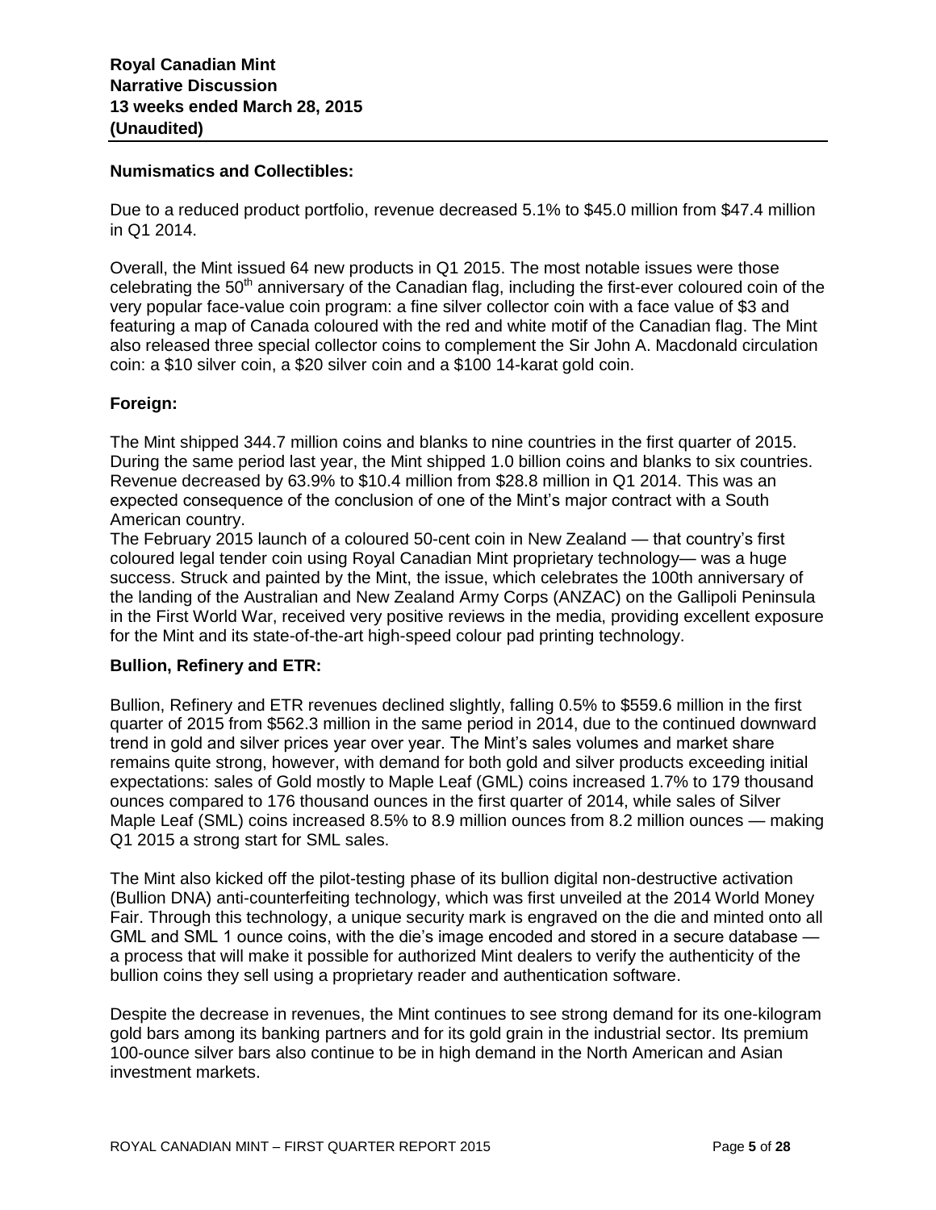**Royal Canadian Mint**
**Narrative Discussion**
**13 weeks ended March 28, 2015**
**(Unaudited)**

**Numismatics and Collectibles:**

Due to a reduced product portfolio, revenue decreased 5.1% to $45.0 million from $47.4 million in Q1 2014.

Overall, the Mint issued 64 new products in Q1 2015. The most notable issues were those celebrating the 50th anniversary of the Canadian flag, including the first-ever coloured coin of the very popular face-value coin program: a fine silver collector coin with a face value of $3 and featuring a map of Canada coloured with the red and white motif of the Canadian flag. The Mint also released three special collector coins to complement the Sir John A. Macdonald circulation coin: a $10 silver coin, a $20 silver coin and a $100 14-karat gold coin.

**Foreign:**

The Mint shipped 344.7 million coins and blanks to nine countries in the first quarter of 2015. During the same period last year, the Mint shipped 1.0 billion coins and blanks to six countries. Revenue decreased by 63.9% to $10.4 million from $28.8 million in Q1 2014. This was an expected consequence of the conclusion of one of the Mint's major contract with a South American country.
The February 2015 launch of a coloured 50-cent coin in New Zealand — that country's first coloured legal tender coin using Royal Canadian Mint proprietary technology— was a huge success. Struck and painted by the Mint, the issue, which celebrates the 100th anniversary of the landing of the Australian and New Zealand Army Corps (ANZAC) on the Gallipoli Peninsula in the First World War, received very positive reviews in the media, providing excellent exposure for the Mint and its state-of-the-art high-speed colour pad printing technology.

**Bullion, Refinery and ETR:**

Bullion, Refinery and ETR revenues declined slightly, falling 0.5% to $559.6 million in the first quarter of 2015 from $562.3 million in the same period in 2014, due to the continued downward trend in gold and silver prices year over year. The Mint's sales volumes and market share remains quite strong, however, with demand for both gold and silver products exceeding initial expectations: sales of Gold mostly to Maple Leaf (GML) coins increased 1.7% to 179 thousand ounces compared to 176 thousand ounces in the first quarter of 2014, while sales of Silver Maple Leaf (SML) coins increased 8.5% to 8.9 million ounces from 8.2 million ounces — making Q1 2015 a strong start for SML sales.

The Mint also kicked off the pilot-testing phase of its bullion digital non-destructive activation (Bullion DNA) anti-counterfeiting technology, which was first unveiled at the 2014 World Money Fair. Through this technology, a unique security mark is engraved on the die and minted onto all GML and SML 1 ounce coins, with the die's image encoded and stored in a secure database — a process that will make it possible for authorized Mint dealers to verify the authenticity of the bullion coins they sell using a proprietary reader and authentication software.

Despite the decrease in revenues, the Mint continues to see strong demand for its one-kilogram gold bars among its banking partners and for its gold grain in the industrial sector. Its premium 100-ounce silver bars also continue to be in high demand in the North American and Asian investment markets.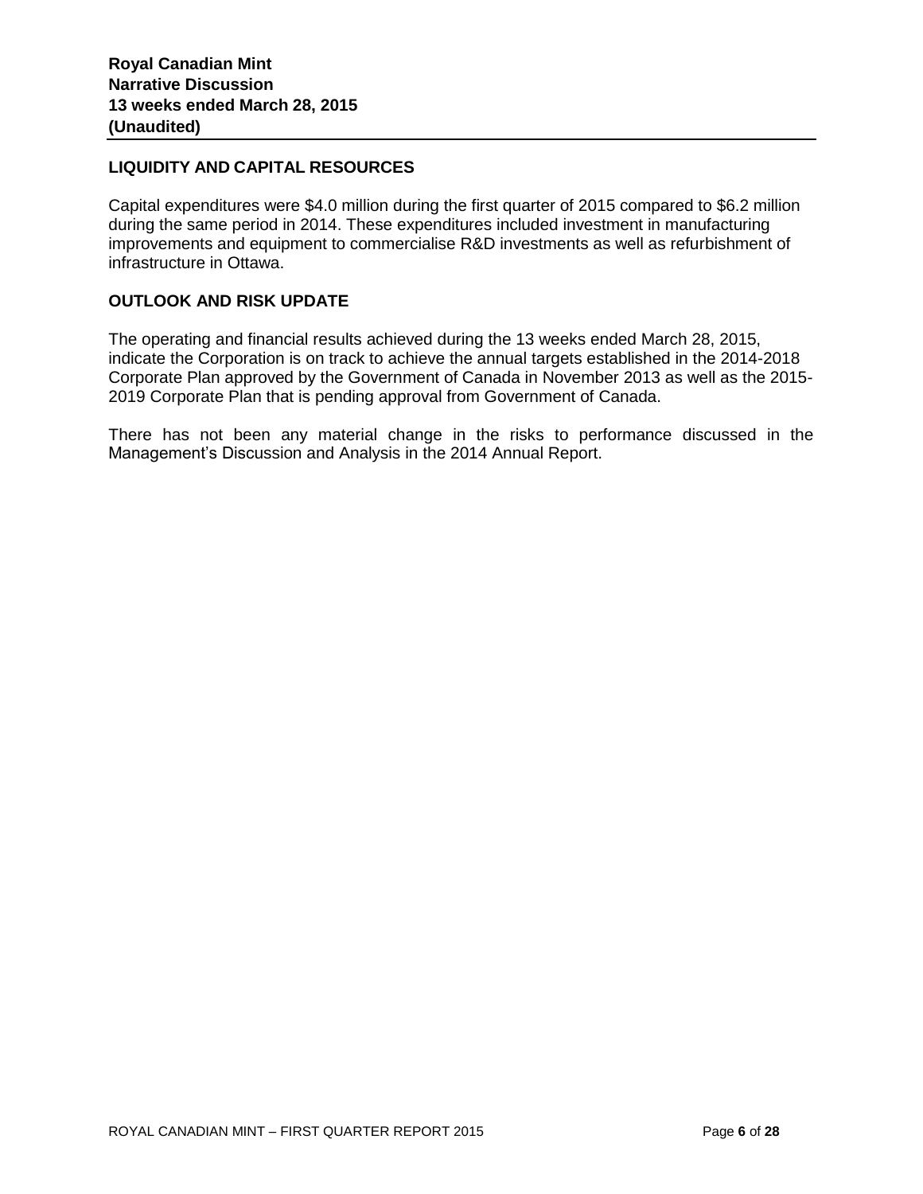## LIQUIDITY AND CAPITAL RESOURCES

Capital expenditures were $4.0 million during the first quarter of 2015 compared to $6.2 million during the same period in 2014. These expenditures included investment in manufacturing improvements and equipment to commercialise R&D investments as well as refurbishment of infrastructure in Ottawa.

## OUTLOOK AND RISK UPDATE

The operating and financial results achieved during the 13 weeks ended March 28, 2015, indicate the Corporation is on track to achieve the annual targets established in the 2014-2018 Corporate Plan approved by the Government of Canada in November 2013 as well as the 2015-2019 Corporate Plan that is pending approval from Government of Canada.

There has not been any material change in the risks to performance discussed in the Management's Discussion and Analysis in the 2014 Annual Report.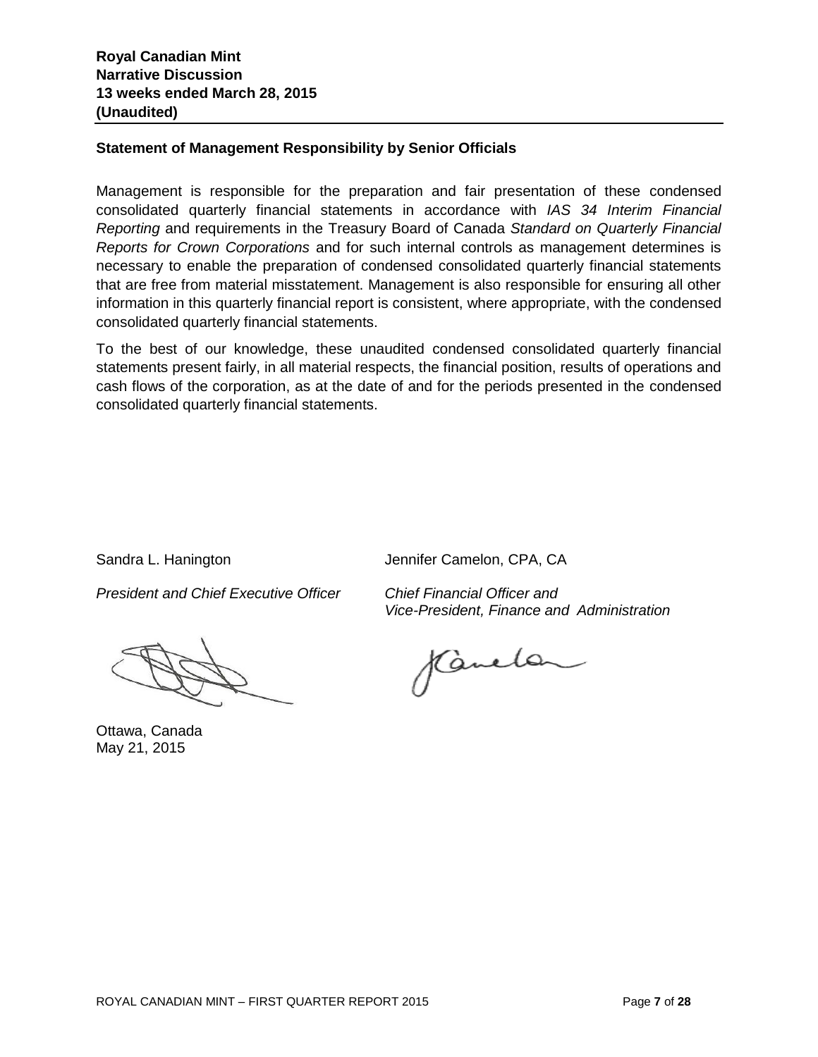## Statement of Management Responsibility by Senior Officials

Management is responsible for the preparation and fair presentation of these condensed consolidated quarterly financial statements in accordance with *IAS 34 Interim Financial Reporting* and requirements in the Treasury Board of Canada *Standard on Quarterly Financial Reports for Crown Corporations* and for such internal controls as management determines is necessary to enable the preparation of condensed consolidated quarterly financial statements that are free from material misstatement. Management is also responsible for ensuring all other information in this quarterly financial report is consistent, where appropriate, with the condensed consolidated quarterly financial statements.

To the best of our knowledge, these unaudited condensed consolidated quarterly financial statements present fairly, in all material respects, the financial position, results of operations and cash flows of the corporation, as at the date of and for the periods presented in the condensed consolidated quarterly financial statements.

Sandra L. Hanington
*President and Chief Executive Officer*

Jennifer Camelon, CPA, CA
*Chief Financial Officer and Vice-President, Finance and Administration*

Ottawa, Canada
May 21, 2015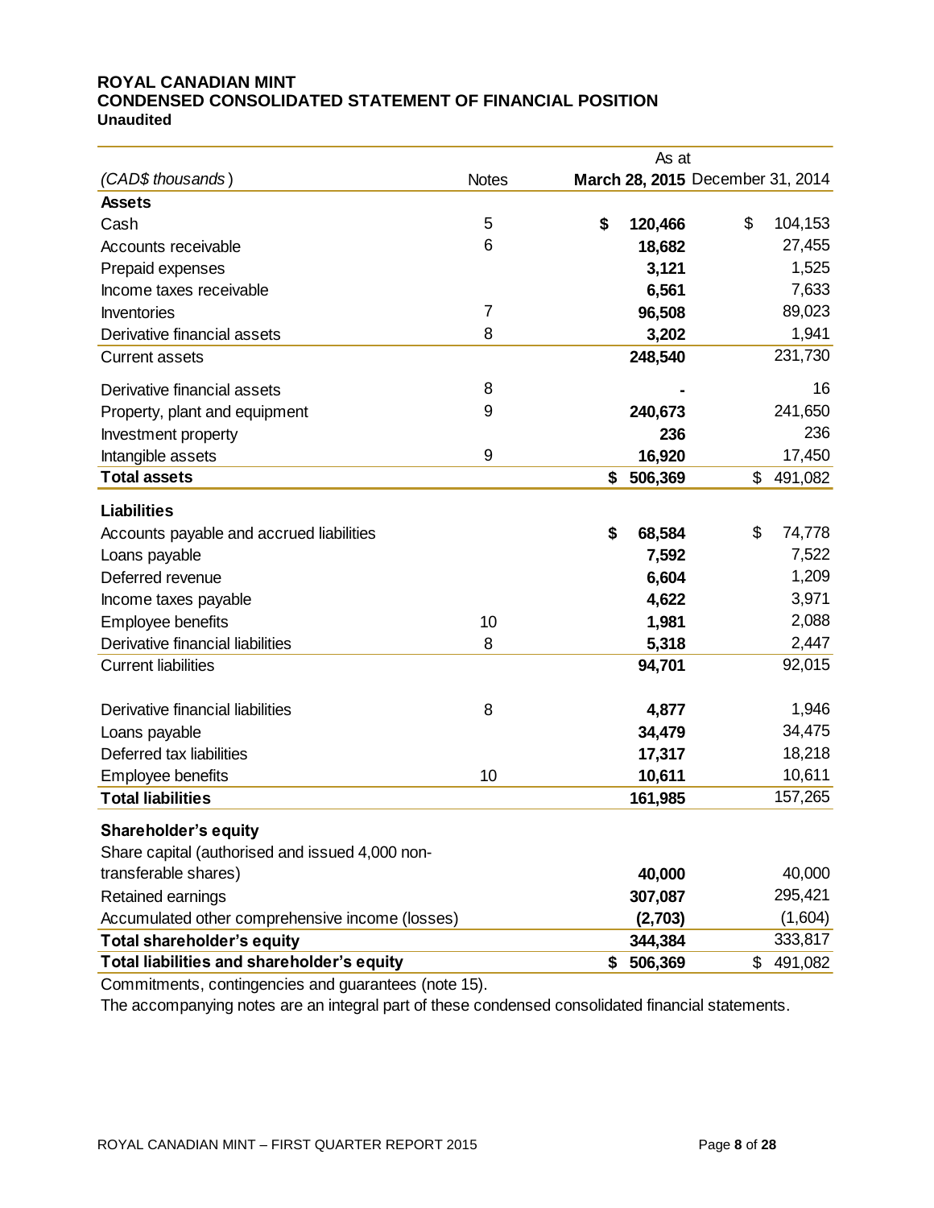# ROYAL CANADIAN MINT
## CONDENSED CONSOLIDATED STATEMENT OF FINANCIAL POSITION
**Unaudited**

| | | As at | |
|---|---|---|---|
| *(CAD$ thousands)* | Notes | **March 28, 2015** | December 31, 2014 |
| **Assets** | | | |
| Cash | 5 | **$ 120,466** | $ 104,153 |
| Accounts receivable | 6 | **18,682** | 27,455 |
| Prepaid expenses | | **3,121** | 1,525 |
| Income taxes receivable | | **6,561** | 7,633 |
| Inventories | 7 | **96,508** | 89,023 |
| Derivative financial assets | 8 | **3,202** | 1,941 |
| Current assets | | **248,540** | 231,730 |
| Derivative financial assets | 8 | **-** | 16 |
| Property, plant and equipment | 9 | **240,673** | 241,650 |
| Investment property | | **236** | 236 |
| Intangible assets | 9 | **16,920** | 17,450 |
| **Total assets** | | **$ 506,369** | $ 491,082 |
| **Liabilities** | | | |
| Accounts payable and accrued liabilities | | **$ 68,584** | $ 74,778 |
| Loans payable | | **7,592** | 7,522 |
| Deferred revenue | | **6,604** | 1,209 |
| Income taxes payable | | **4,622** | 3,971 |
| Employee benefits | 10 | **1,981** | 2,088 |
| Derivative financial liabilities | 8 | **5,318** | 2,447 |
| Current liabilities | | **94,701** | 92,015 |
| Derivative financial liabilities | 8 | **4,877** | 1,946 |
| Loans payable | | **34,479** | 34,475 |
| Deferred tax liabilities | | **17,317** | 18,218 |
| Employee benefits | 10 | **10,611** | 10,611 |
| **Total liabilities** | | **161,985** | 157,265 |
| **Shareholder's equity** | | | |
| Share capital (authorised and issued 4,000 non-transferable shares) | | **40,000** | 40,000 |
| Retained earnings | | **307,087** | 295,421 |
| Accumulated other comprehensive income (losses) | | **(2,703)** | (1,604) |
| **Total shareholder's equity** | | **344,384** | 333,817 |
| **Total liabilities and shareholder's equity** | | **$ 506,369** | $ 491,082 |

Commitments, contingencies and guarantees (note 15).

The accompanying notes are an integral part of these condensed consolidated financial statements.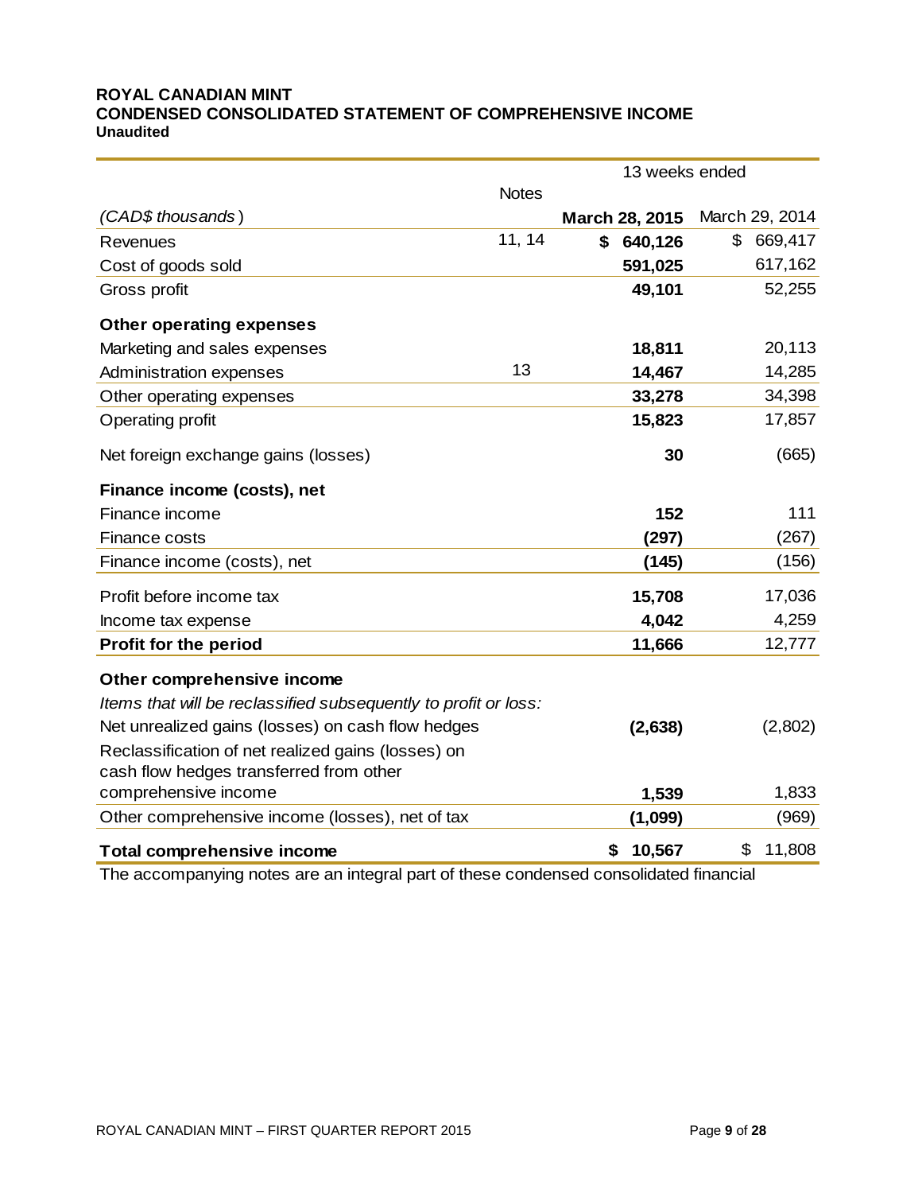**ROYAL CANADIAN MINT**
**CONDENSED CONSOLIDATED STATEMENT OF COMPREHENSIVE INCOME**
**Unaudited**

| | Notes | 13 weeks ended | |
|---|---|---|---|
| *(CAD$ thousands)* | | **March 28, 2015** | March 29, 2014 |
| Revenues | 11, 14 | **$ 640,126** | $ 669,417 |
| Cost of goods sold | | **591,025** | 617,162 |
| Gross profit | | **49,101** | 52,255 |
| **Other operating expenses** | | | |
| Marketing and sales expenses | | **18,811** | 20,113 |
| Administration expenses | 13 | **14,467** | 14,285 |
| Other operating expenses | | **33,278** | 34,398 |
| Operating profit | | **15,823** | 17,857 |
| Net foreign exchange gains (losses) | | **30** | (665) |
| **Finance income (costs), net** | | | |
| Finance income | | **152** | 111 |
| Finance costs | | **(297)** | (267) |
| Finance income (costs), net | | **(145)** | (156) |
| Profit before income tax | | **15,708** | 17,036 |
| Income tax expense | | **4,042** | 4,259 |
| **Profit for the period** | | **11,666** | 12,777 |
| **Other comprehensive income** | | | |
| *Items that will be reclassified subsequently to profit or loss:* | | | |
| Net unrealized gains (losses) on cash flow hedges | | **(2,638)** | (2,802) |
| Reclassification of net realized gains (losses) on cash flow hedges transferred from other comprehensive income | | **1,539** | 1,833 |
| Other comprehensive income (losses), net of tax | | **(1,099)** | (969) |
| **Total comprehensive income** | | **$ 10,567** | $ 11,808 |

The accompanying notes are an integral part of these condensed consolidated financial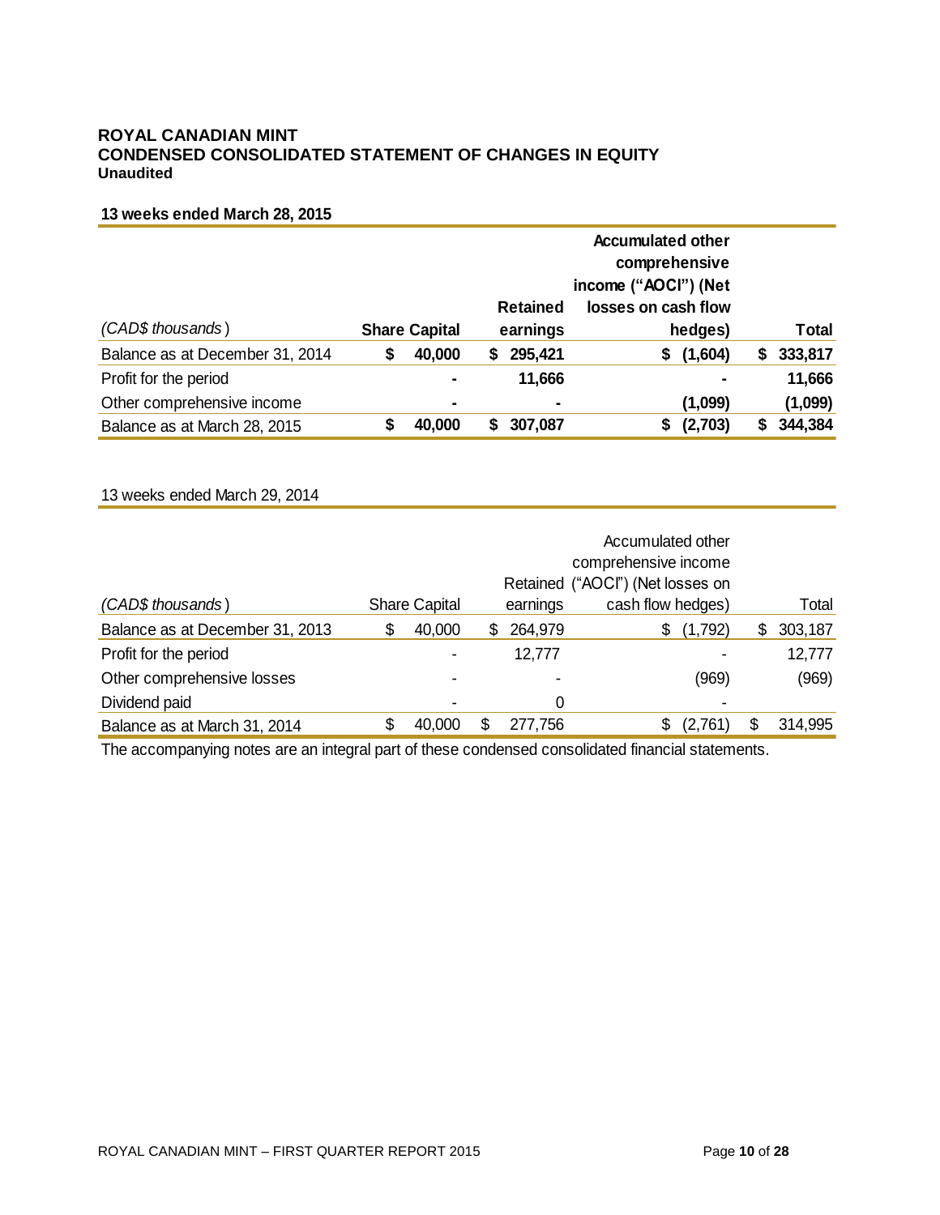**ROYAL CANADIAN MINT**
**CONDENSED CONSOLIDATED STATEMENT OF CHANGES IN EQUITY**
**Unaudited**

**13 weeks ended March 28, 2015**

| *(CAD$ thousands)* | **Share Capital** | **Retained earnings** | **Accumulated other comprehensive income ("AOCI") (Net losses on cash flow hedges)** | **Total** |
|---|---|---|---|---|
| Balance as at December 31, 2014 | **$ 40,000** | **$ 295,421** | **$ (1,604)** | **$ 333,817** |
| Profit for the period | **-** | **11,666** | **-** | **11,666** |
| Other comprehensive income | **-** | **-** | **(1,099)** | **(1,099)** |
| Balance as at March 28, 2015 | **$ 40,000** | **$ 307,087** | **$ (2,703)** | **$ 344,384** |

13 weeks ended March 29, 2014

| *(CAD$ thousands)* | Share Capital | Retained earnings | Accumulated other comprehensive income ("AOCI") (Net losses on cash flow hedges) | Total |
|---|---|---|---|---|
| Balance as at December 31, 2013 | $ 40,000 | $ 264,979 | $ (1,792) | $ 303,187 |
| Profit for the period | - | 12,777 | - | 12,777 |
| Other comprehensive losses | - | - | (969) | (969) |
| Dividend paid | - | 0 | - | |
| Balance as at March 31, 2014 | $ 40,000 | $ 277,756 | $ (2,761) | $ 314,995 |

The accompanying notes are an integral part of these condensed consolidated financial statements.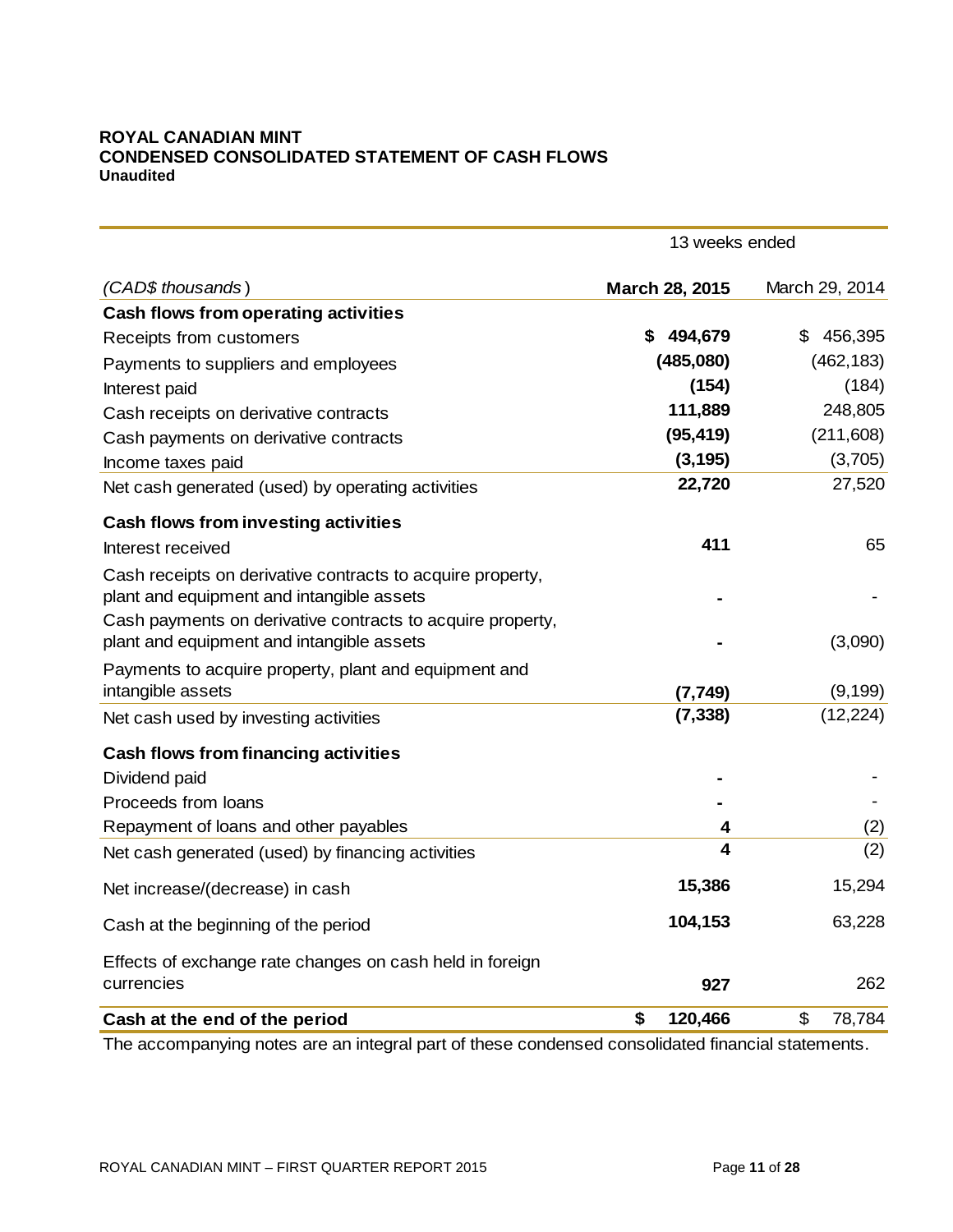**ROYAL CANADIAN MINT**
**CONDENSED CONSOLIDATED STATEMENT OF CASH FLOWS**
**Unaudited**

| | 13 weeks ended | |
|---|---|---|
| *(CAD$ thousands)* | **March 28, 2015** | March 29, 2014 |
| **Cash flows from operating activities** | | |
| Receipts from customers | **$ 494,679** | $ 456,395 |
| Payments to suppliers and employees | **(485,080)** | (462,183) |
| Interest paid | **(154)** | (184) |
| Cash receipts on derivative contracts | **111,889** | 248,805 |
| Cash payments on derivative contracts | **(95,419)** | (211,608) |
| Income taxes paid | **(3,195)** | (3,705) |
| Net cash generated (used) by operating activities | **22,720** | 27,520 |
| **Cash flows from investing activities** | | |
| Interest received | **411** | 65 |
| Cash receipts on derivative contracts to acquire property, plant and equipment and intangible assets | **-** | - |
| Cash payments on derivative contracts to acquire property, plant and equipment and intangible assets | **-** | (3,090) |
| Payments to acquire property, plant and equipment and intangible assets | **(7,749)** | (9,199) |
| Net cash used by investing activities | **(7,338)** | (12,224) |
| **Cash flows from financing activities** | | |
| Dividend paid | **-** | - |
| Proceeds from loans | **-** | - |
| Repayment of loans and other payables | **4** | (2) |
| Net cash generated (used) by financing activities | **4** | (2) |
| Net increase/(decrease) in cash | **15,386** | 15,294 |
| Cash at the beginning of the period | **104,153** | 63,228 |
| Effects of exchange rate changes on cash held in foreign currencies | **927** | 262 |
| **Cash at the end of the period** | **$ 120,466** | $ 78,784 |

The accompanying notes are an integral part of these condensed consolidated financial statements.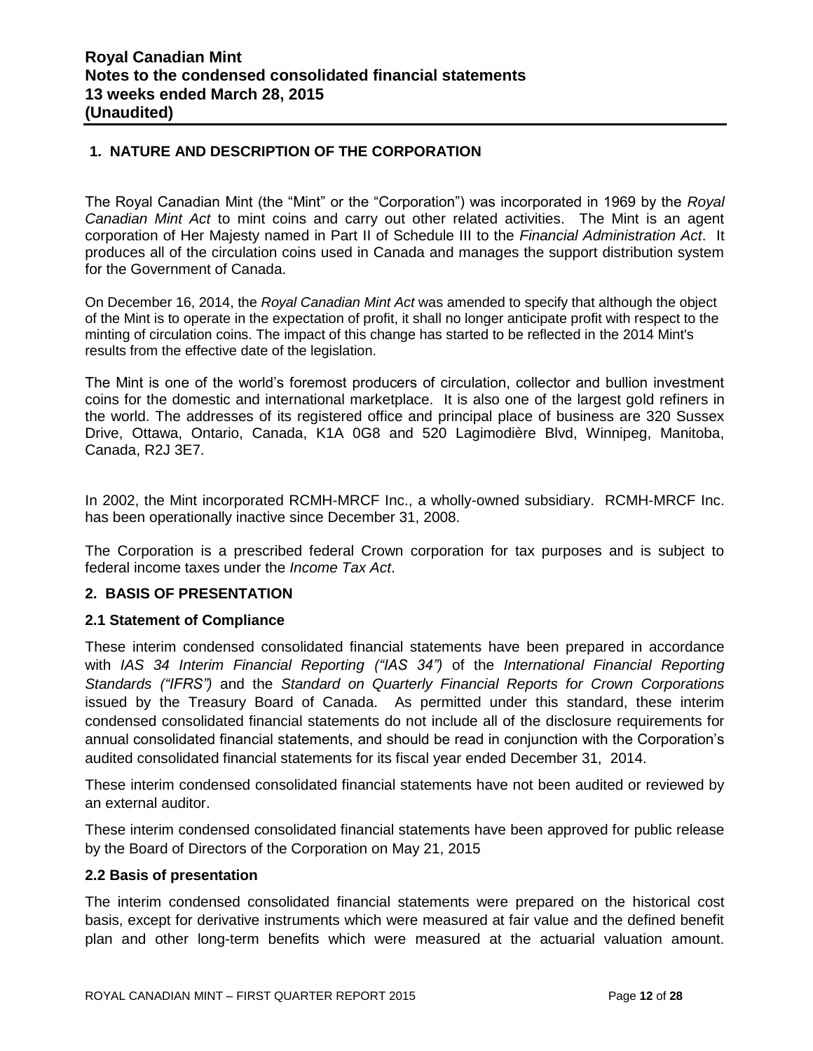## 1. NATURE AND DESCRIPTION OF THE CORPORATION

The Royal Canadian Mint (the "Mint" or the "Corporation") was incorporated in 1969 by the *Royal Canadian Mint Act* to mint coins and carry out other related activities. The Mint is an agent corporation of Her Majesty named in Part II of Schedule III to the *Financial Administration Act*. It produces all of the circulation coins used in Canada and manages the support distribution system for the Government of Canada.

On December 16, 2014, the *Royal Canadian Mint Act* was amended to specify that although the object of the Mint is to operate in the expectation of profit, it shall no longer anticipate profit with respect to the minting of circulation coins. The impact of this change has started to be reflected in the 2014 Mint's results from the effective date of the legislation.

The Mint is one of the world's foremost producers of circulation, collector and bullion investment coins for the domestic and international marketplace. It is also one of the largest gold refiners in the world. The addresses of its registered office and principal place of business are 320 Sussex Drive, Ottawa, Ontario, Canada, K1A 0G8 and 520 Lagimodière Blvd, Winnipeg, Manitoba, Canada, R2J 3E7.

In 2002, the Mint incorporated RCMH-MRCF Inc., a wholly-owned subsidiary. RCMH-MRCF Inc. has been operationally inactive since December 31, 2008.

The Corporation is a prescribed federal Crown corporation for tax purposes and is subject to federal income taxes under the *Income Tax Act*.

## 2. BASIS OF PRESENTATION

### 2.1 Statement of Compliance

These interim condensed consolidated financial statements have been prepared in accordance with *IAS 34 Interim Financial Reporting ("IAS 34")* of the *International Financial Reporting Standards ("IFRS")* and the *Standard on Quarterly Financial Reports for Crown Corporations* issued by the Treasury Board of Canada. As permitted under this standard, these interim condensed consolidated financial statements do not include all of the disclosure requirements for annual consolidated financial statements, and should be read in conjunction with the Corporation's audited consolidated financial statements for its fiscal year ended December 31, 2014.

These interim condensed consolidated financial statements have not been audited or reviewed by an external auditor.

These interim condensed consolidated financial statements have been approved for public release by the Board of Directors of the Corporation on May 21, 2015

### 2.2 Basis of presentation

The interim condensed consolidated financial statements were prepared on the historical cost basis, except for derivative instruments which were measured at fair value and the defined benefit plan and other long-term benefits which were measured at the actuarial valuation amount.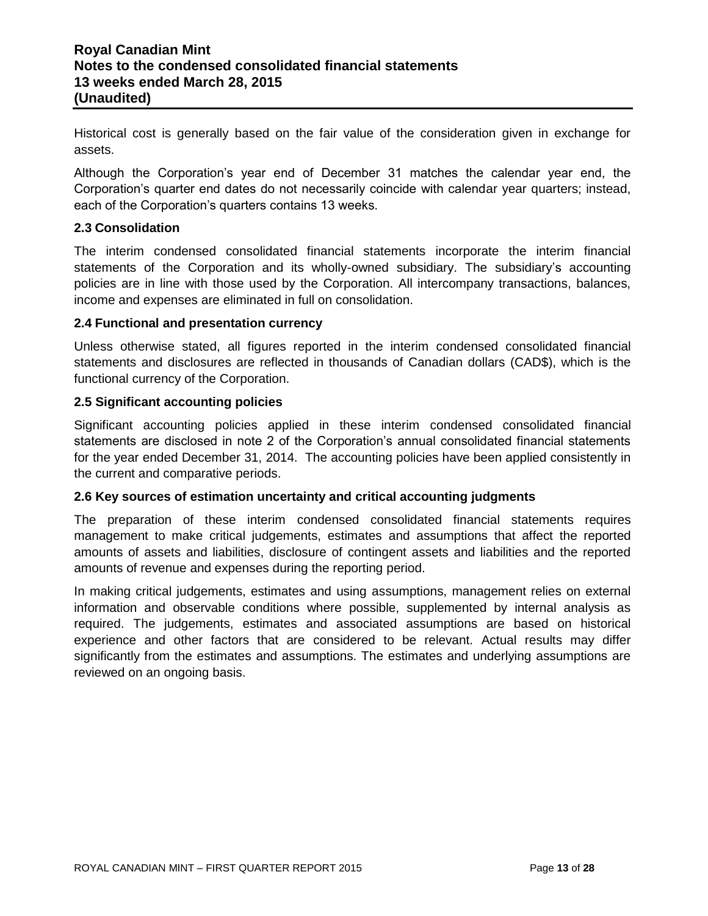Historical cost is generally based on the fair value of the consideration given in exchange for assets.

Although the Corporation's year end of December 31 matches the calendar year end, the Corporation's quarter end dates do not necessarily coincide with calendar year quarters; instead, each of the Corporation's quarters contains 13 weeks.

### 2.3 Consolidation

The interim condensed consolidated financial statements incorporate the interim financial statements of the Corporation and its wholly-owned subsidiary. The subsidiary's accounting policies are in line with those used by the Corporation. All intercompany transactions, balances, income and expenses are eliminated in full on consolidation.

### 2.4 Functional and presentation currency

Unless otherwise stated, all figures reported in the interim condensed consolidated financial statements and disclosures are reflected in thousands of Canadian dollars (CAD$), which is the functional currency of the Corporation.

### 2.5 Significant accounting policies

Significant accounting policies applied in these interim condensed consolidated financial statements are disclosed in note 2 of the Corporation's annual consolidated financial statements for the year ended December 31, 2014. The accounting policies have been applied consistently in the current and comparative periods.

### 2.6 Key sources of estimation uncertainty and critical accounting judgments

The preparation of these interim condensed consolidated financial statements requires management to make critical judgements, estimates and assumptions that affect the reported amounts of assets and liabilities, disclosure of contingent assets and liabilities and the reported amounts of revenue and expenses during the reporting period.

In making critical judgements, estimates and using assumptions, management relies on external information and observable conditions where possible, supplemented by internal analysis as required. The judgements, estimates and associated assumptions are based on historical experience and other factors that are considered to be relevant. Actual results may differ significantly from the estimates and assumptions. The estimates and underlying assumptions are reviewed on an ongoing basis.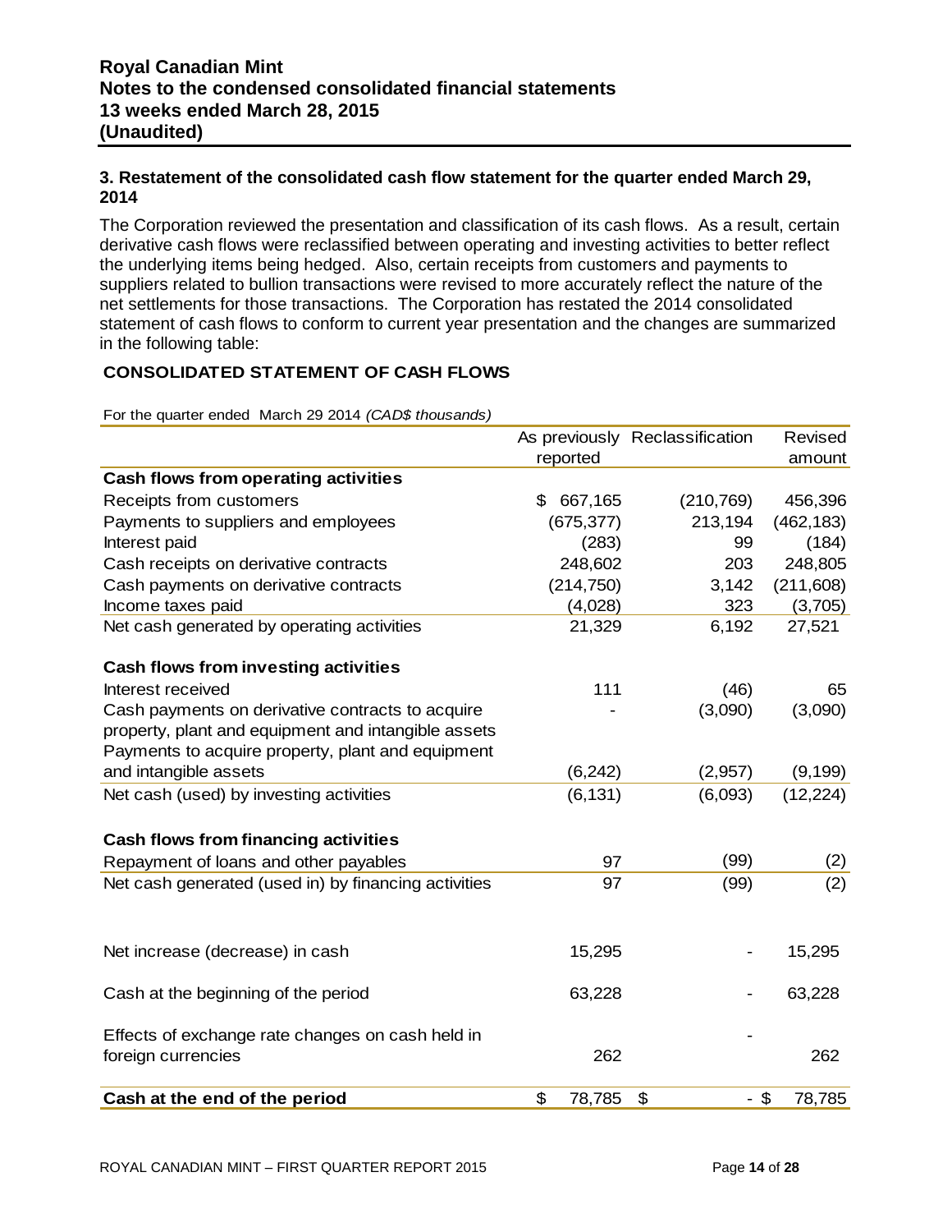# Royal Canadian Mint
# Notes to the condensed consolidated financial statements
# 13 weeks ended March 28, 2015
# (Unaudited)

## 3. Restatement of the consolidated cash flow statement for the quarter ended March 29, 2014

The Corporation reviewed the presentation and classification of its cash flows. As a result, certain derivative cash flows were reclassified between operating and investing activities to better reflect the underlying items being hedged. Also, certain receipts from customers and payments to suppliers related to bullion transactions were revised to more accurately reflect the nature of the net settlements for those transactions. The Corporation has restated the 2014 consolidated statement of cash flows to conform to current year presentation and the changes are summarized in the following table:

### CONSOLIDATED STATEMENT OF CASH FLOWS

For the quarter ended March 29 2014 *(CAD$ thousands)*

| | As previously reported | Reclassification | Revised amount |
|---|---|---|---|
| **Cash flows from operating activities** | | | |
| Receipts from customers | $ 667,165 | (210,769) | 456,396 |
| Payments to suppliers and employees | (675,377) | 213,194 | (462,183) |
| Interest paid | (283) | 99 | (184) |
| Cash receipts on derivative contracts | 248,602 | 203 | 248,805 |
| Cash payments on derivative contracts | (214,750) | 3,142 | (211,608) |
| Income taxes paid | (4,028) | 323 | (3,705) |
| Net cash generated by operating activities | 21,329 | 6,192 | 27,521 |
| **Cash flows from investing activities** | | | |
| Interest received | 111 | (46) | 65 |
| Cash payments on derivative contracts to acquire property, plant and equipment and intangible assets | - | (3,090) | (3,090) |
| Payments to acquire property, plant and equipment and intangible assets | (6,242) | (2,957) | (9,199) |
| Net cash (used) by investing activities | (6,131) | (6,093) | (12,224) |
| **Cash flows from financing activities** | | | |
| Repayment of loans and other payables | 97 | (99) | (2) |
| Net cash generated (used in) by financing activities | 97 | (99) | (2) |
| Net increase (decrease) in cash | 15,295 | - | 15,295 |
| Cash at the beginning of the period | 63,228 | - | 63,228 |
| Effects of exchange rate changes on cash held in foreign currencies | 262 | - | 262 |
| **Cash at the end of the period** | $ 78,785 | $ - | $ 78,785 |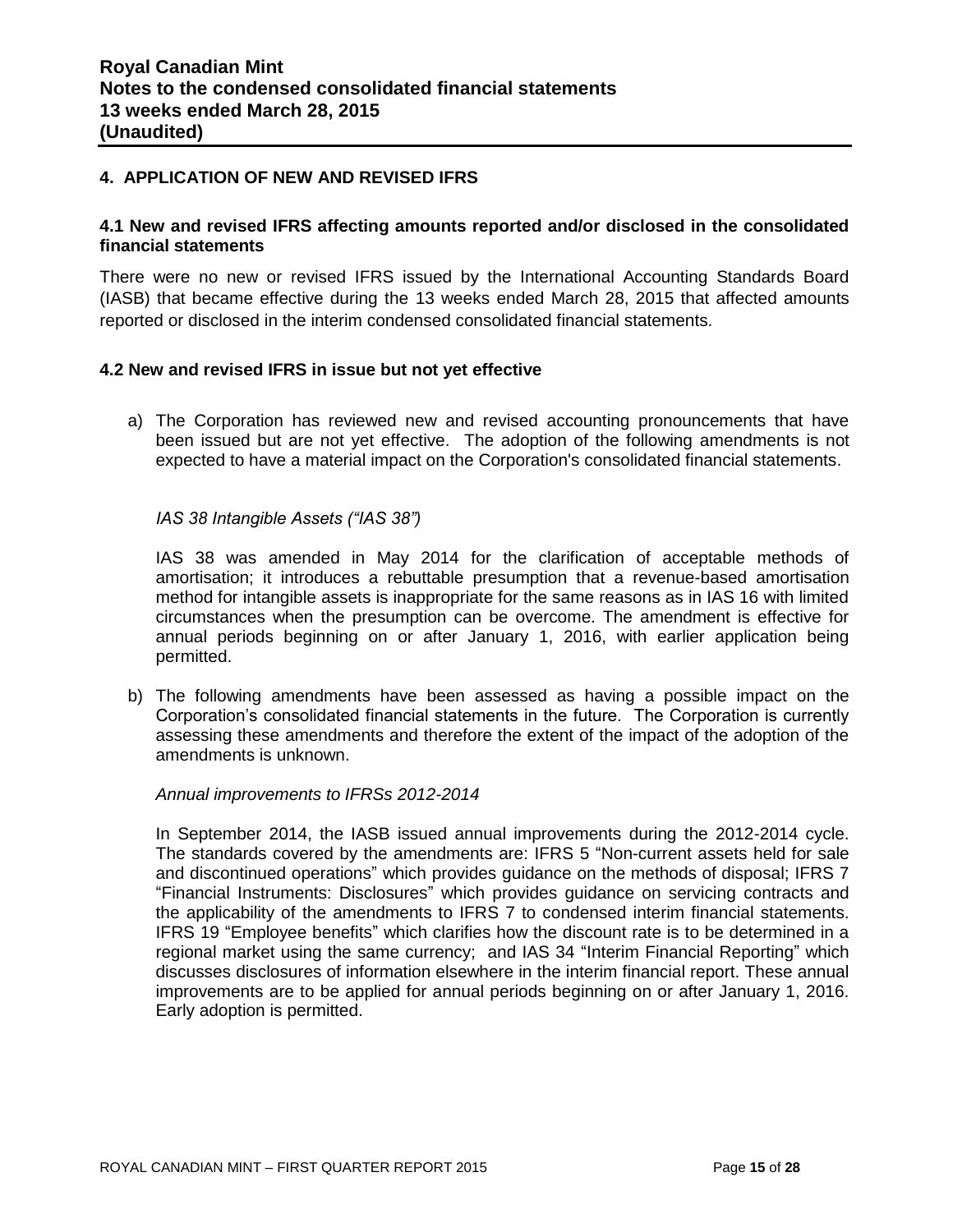## 4. APPLICATION OF NEW AND REVISED IFRS

### 4.1 New and revised IFRS affecting amounts reported and/or disclosed in the consolidated financial statements

There were no new or revised IFRS issued by the International Accounting Standards Board (IASB) that became effective during the 13 weeks ended March 28, 2015 that affected amounts reported or disclosed in the interim condensed consolidated financial statements.

### 4.2 New and revised IFRS in issue but not yet effective

a) The Corporation has reviewed new and revised accounting pronouncements that have been issued but are not yet effective. The adoption of the following amendments is not expected to have a material impact on the Corporation's consolidated financial statements.

   *IAS 38 Intangible Assets ("IAS 38")*

   IAS 38 was amended in May 2014 for the clarification of acceptable methods of amortisation; it introduces a rebuttable presumption that a revenue-based amortisation method for intangible assets is inappropriate for the same reasons as in IAS 16 with limited circumstances when the presumption can be overcome. The amendment is effective for annual periods beginning on or after January 1, 2016, with earlier application being permitted.

b) The following amendments have been assessed as having a possible impact on the Corporation's consolidated financial statements in the future. The Corporation is currently assessing these amendments and therefore the extent of the impact of the adoption of the amendments is unknown.

   *Annual improvements to IFRSs 2012-2014*

   In September 2014, the IASB issued annual improvements during the 2012-2014 cycle. The standards covered by the amendments are: IFRS 5 "Non-current assets held for sale and discontinued operations" which provides guidance on the methods of disposal; IFRS 7 "Financial Instruments: Disclosures" which provides guidance on servicing contracts and the applicability of the amendments to IFRS 7 to condensed interim financial statements. IFRS 19 "Employee benefits" which clarifies how the discount rate is to be determined in a regional market using the same currency; and IAS 34 "Interim Financial Reporting" which discusses disclosures of information elsewhere in the interim financial report. These annual improvements are to be applied for annual periods beginning on or after January 1, 2016. Early adoption is permitted.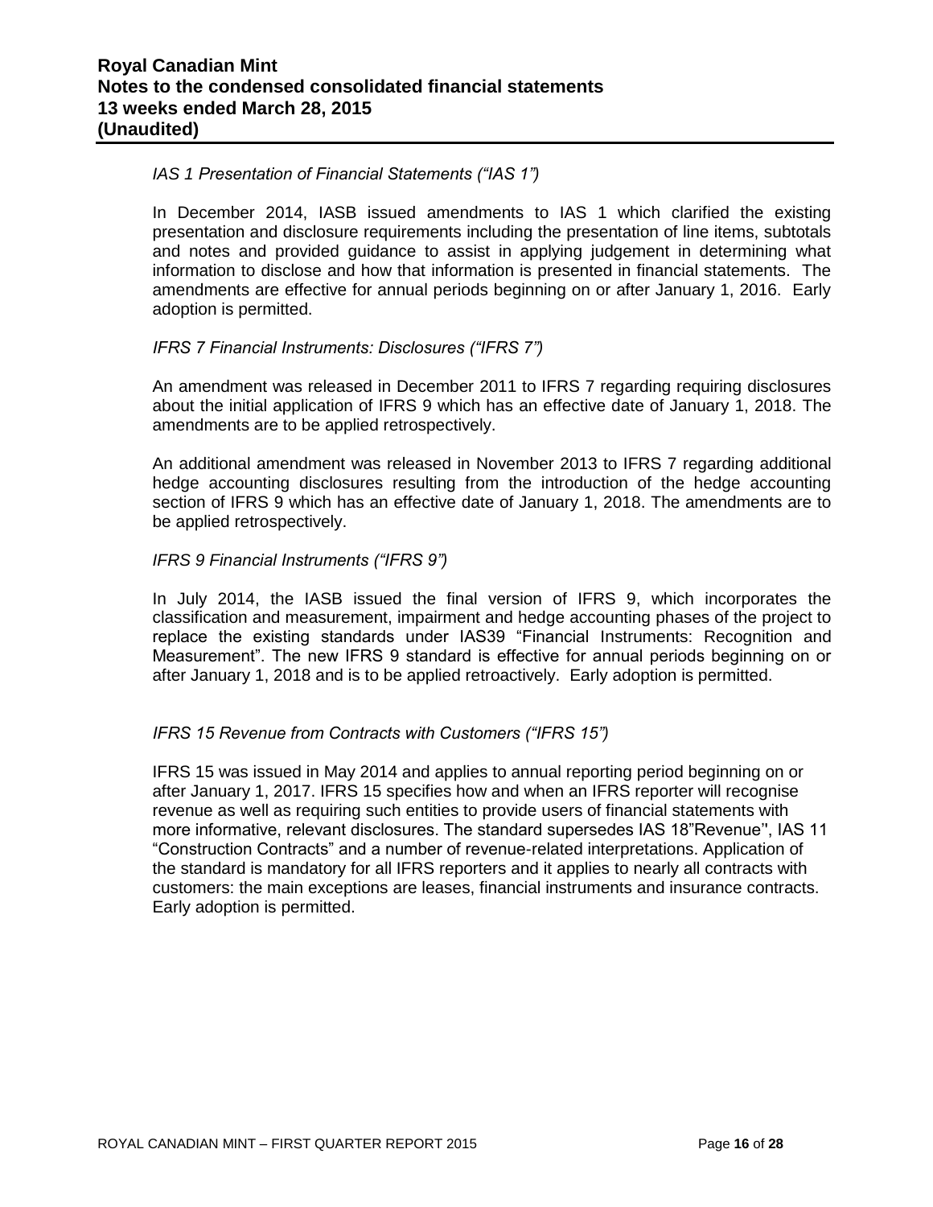*IAS 1 Presentation of Financial Statements ("IAS 1")*

In December 2014, IASB issued amendments to IAS 1 which clarified the existing presentation and disclosure requirements including the presentation of line items, subtotals and notes and provided guidance to assist in applying judgement in determining what information to disclose and how that information is presented in financial statements. The amendments are effective for annual periods beginning on or after January 1, 2016. Early adoption is permitted.

*IFRS 7 Financial Instruments: Disclosures ("IFRS 7")*

An amendment was released in December 2011 to IFRS 7 regarding requiring disclosures about the initial application of IFRS 9 which has an effective date of January 1, 2018. The amendments are to be applied retrospectively.

An additional amendment was released in November 2013 to IFRS 7 regarding additional hedge accounting disclosures resulting from the introduction of the hedge accounting section of IFRS 9 which has an effective date of January 1, 2018. The amendments are to be applied retrospectively.

*IFRS 9 Financial Instruments ("IFRS 9")*

In July 2014, the IASB issued the final version of IFRS 9, which incorporates the classification and measurement, impairment and hedge accounting phases of the project to replace the existing standards under IAS39 "Financial Instruments: Recognition and Measurement". The new IFRS 9 standard is effective for annual periods beginning on or after January 1, 2018 and is to be applied retroactively. Early adoption is permitted.

*IFRS 15 Revenue from Contracts with Customers ("IFRS 15")*

IFRS 15 was issued in May 2014 and applies to annual reporting period beginning on or after January 1, 2017. IFRS 15 specifies how and when an IFRS reporter will recognise revenue as well as requiring such entities to provide users of financial statements with more informative, relevant disclosures. The standard supersedes IAS 18"Revenue'', IAS 11 "Construction Contracts" and a number of revenue-related interpretations. Application of the standard is mandatory for all IFRS reporters and it applies to nearly all contracts with customers: the main exceptions are leases, financial instruments and insurance contracts. Early adoption is permitted.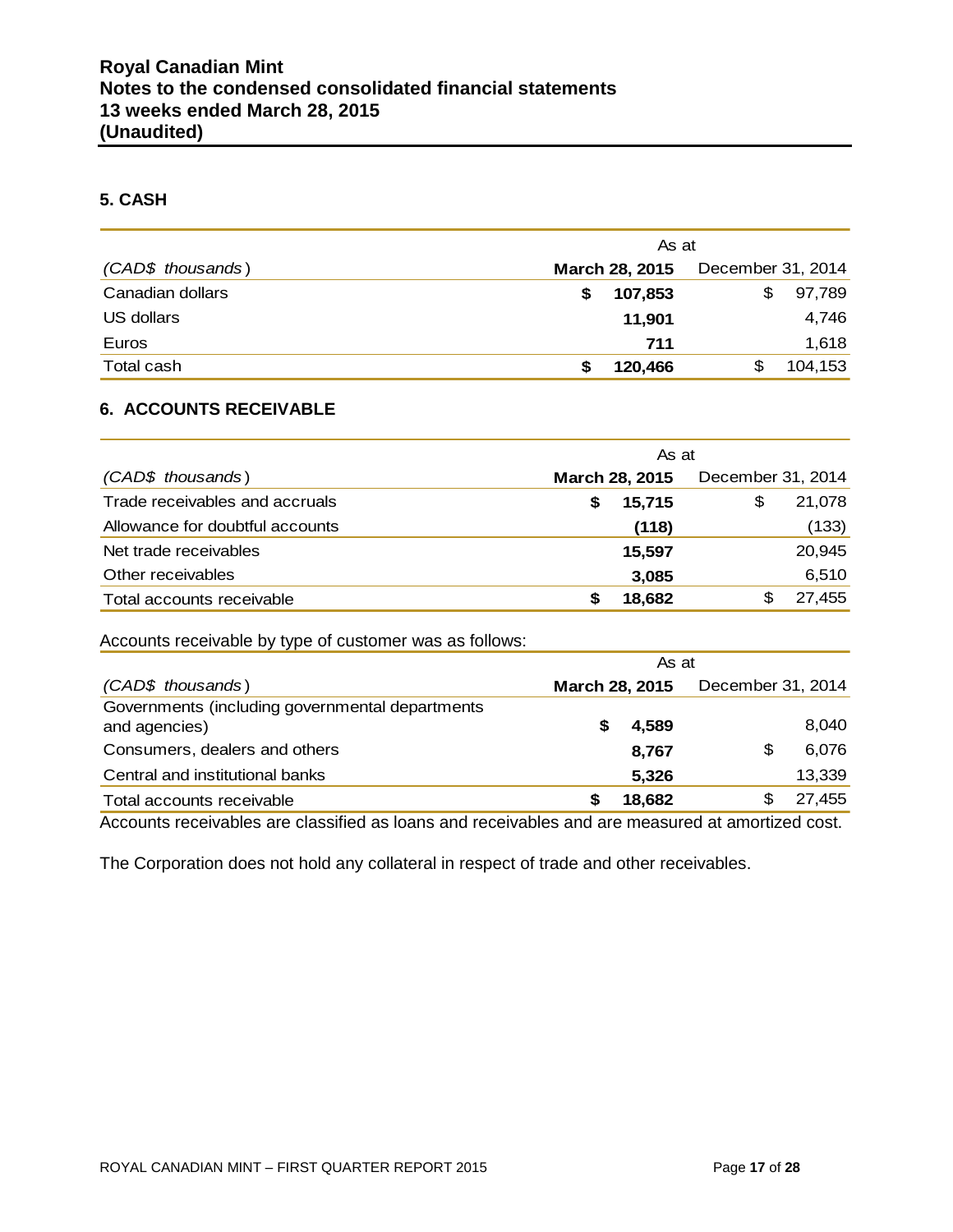## 5. CASH

| (CAD$ thousands) | As at March 28, 2015 | As at December 31, 2014 |
|---|---|---|
| Canadian dollars | **$ 107,853** | $ 97,789 |
| US dollars | **11,901** | 4,746 |
| Euros | **711** | 1,618 |
| Total cash | **$ 120,466** | $ 104,153 |

## 6. ACCOUNTS RECEIVABLE

| (CAD$ thousands) | As at March 28, 2015 | As at December 31, 2014 |
|---|---|---|
| Trade receivables and accruals | **$ 15,715** | $ 21,078 |
| Allowance for doubtful accounts | **(118)** | (133) |
| Net trade receivables | **15,597** | 20,945 |
| Other receivables | **3,085** | 6,510 |
| Total accounts receivable | **$ 18,682** | $ 27,455 |

Accounts receivable by type of customer was as follows:

| (CAD$ thousands) | As at March 28, 2015 | As at December 31, 2014 |
|---|---|---|
| Governments (including governmental departments and agencies) | **$ 4,589** | 8,040 |
| Consumers, dealers and others | **8,767** | $ 6,076 |
| Central and institutional banks | **5,326** | 13,339 |
| Total accounts receivable | **$ 18,682** | $ 27,455 |

Accounts receivables are classified as loans and receivables and are measured at amortized cost.

The Corporation does not hold any collateral in respect of trade and other receivables.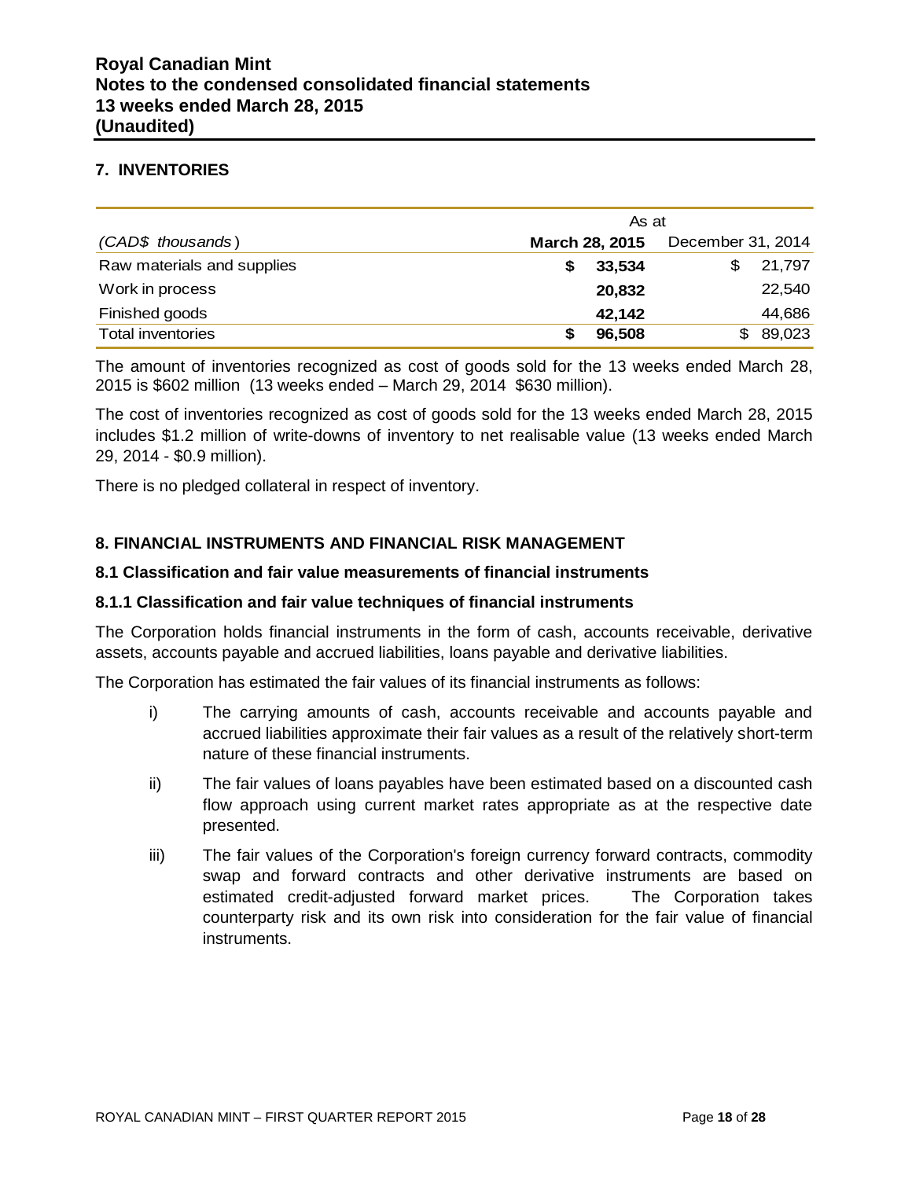## 7. INVENTORIES

| (CAD$ thousands) | As at March 28, 2015 | December 31, 2014 |
|---|---|---|
| Raw materials and supplies | **$ 33,534** | $ 21,797 |
| Work in process | **20,832** | 22,540 |
| Finished goods | **42,142** | 44,686 |
| Total inventories | **$ 96,508** | $ 89,023 |

The amount of inventories recognized as cost of goods sold for the 13 weeks ended March 28, 2015 is $602 million (13 weeks ended – March 29, 2014 $630 million).

The cost of inventories recognized as cost of goods sold for the 13 weeks ended March 28, 2015 includes $1.2 million of write-downs of inventory to net realisable value (13 weeks ended March 29, 2014 - $0.9 million).

There is no pledged collateral in respect of inventory.

## 8. FINANCIAL INSTRUMENTS AND FINANCIAL RISK MANAGEMENT

### 8.1 Classification and fair value measurements of financial instruments

#### 8.1.1 Classification and fair value techniques of financial instruments

The Corporation holds financial instruments in the form of cash, accounts receivable, derivative assets, accounts payable and accrued liabilities, loans payable and derivative liabilities.

The Corporation has estimated the fair values of its financial instruments as follows:

i) The carrying amounts of cash, accounts receivable and accounts payable and accrued liabilities approximate their fair values as a result of the relatively short-term nature of these financial instruments.

ii) The fair values of loans payables have been estimated based on a discounted cash flow approach using current market rates appropriate as at the respective date presented.

iii) The fair values of the Corporation's foreign currency forward contracts, commodity swap and forward contracts and other derivative instruments are based on estimated credit-adjusted forward market prices. The Corporation takes counterparty risk and its own risk into consideration for the fair value of financial instruments.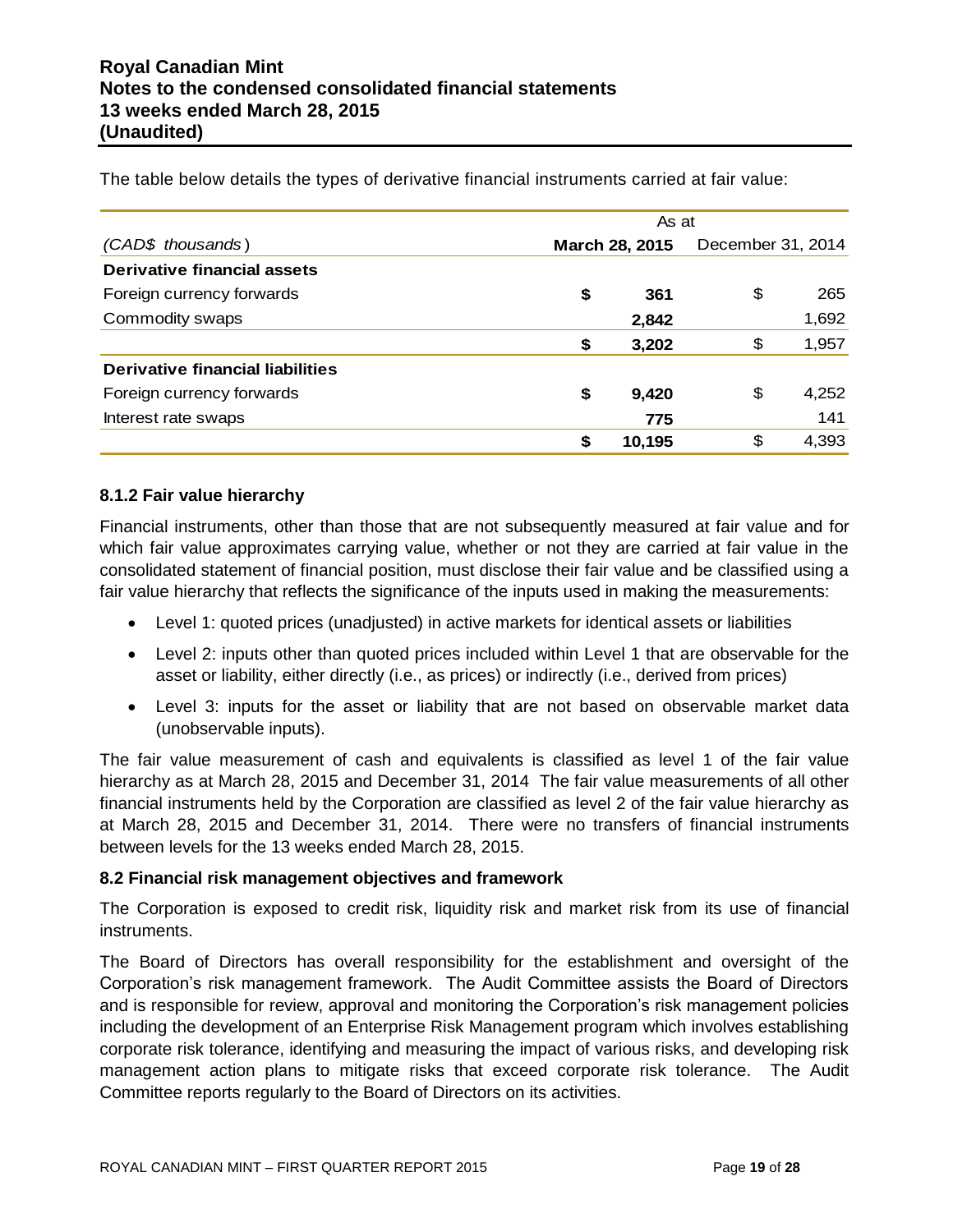The table below details the types of derivative financial instruments carried at fair value:

| | As at | |
|---|---|---|
| *(CAD$ thousands)* | **March 28, 2015** | December 31, 2014 |
| **Derivative financial assets** | | |
| Foreign currency forwards | **$ 361** | $ 265 |
| Commodity swaps | **2,842** | 1,692 |
| | **$ 3,202** | $ 1,957 |
| **Derivative financial liabilities** | | |
| Foreign currency forwards | **$ 9,420** | $ 4,252 |
| Interest rate swaps | **775** | 141 |
| | **$ 10,195** | $ 4,393 |

### 8.1.2 Fair value hierarchy

Financial instruments, other than those that are not subsequently measured at fair value and for which fair value approximates carrying value, whether or not they are carried at fair value in the consolidated statement of financial position, must disclose their fair value and be classified using a fair value hierarchy that reflects the significance of the inputs used in making the measurements:

- Level 1: quoted prices (unadjusted) in active markets for identical assets or liabilities
- Level 2: inputs other than quoted prices included within Level 1 that are observable for the asset or liability, either directly (i.e., as prices) or indirectly (i.e., derived from prices)
- Level 3: inputs for the asset or liability that are not based on observable market data (unobservable inputs).

The fair value measurement of cash and equivalents is classified as level 1 of the fair value hierarchy as at March 28, 2015 and December 31, 2014 The fair value measurements of all other financial instruments held by the Corporation are classified as level 2 of the fair value hierarchy as at March 28, 2015 and December 31, 2014. There were no transfers of financial instruments between levels for the 13 weeks ended March 28, 2015.

### 8.2 Financial risk management objectives and framework

The Corporation is exposed to credit risk, liquidity risk and market risk from its use of financial instruments.

The Board of Directors has overall responsibility for the establishment and oversight of the Corporation's risk management framework. The Audit Committee assists the Board of Directors and is responsible for review, approval and monitoring the Corporation's risk management policies including the development of an Enterprise Risk Management program which involves establishing corporate risk tolerance, identifying and measuring the impact of various risks, and developing risk management action plans to mitigate risks that exceed corporate risk tolerance. The Audit Committee reports regularly to the Board of Directors on its activities.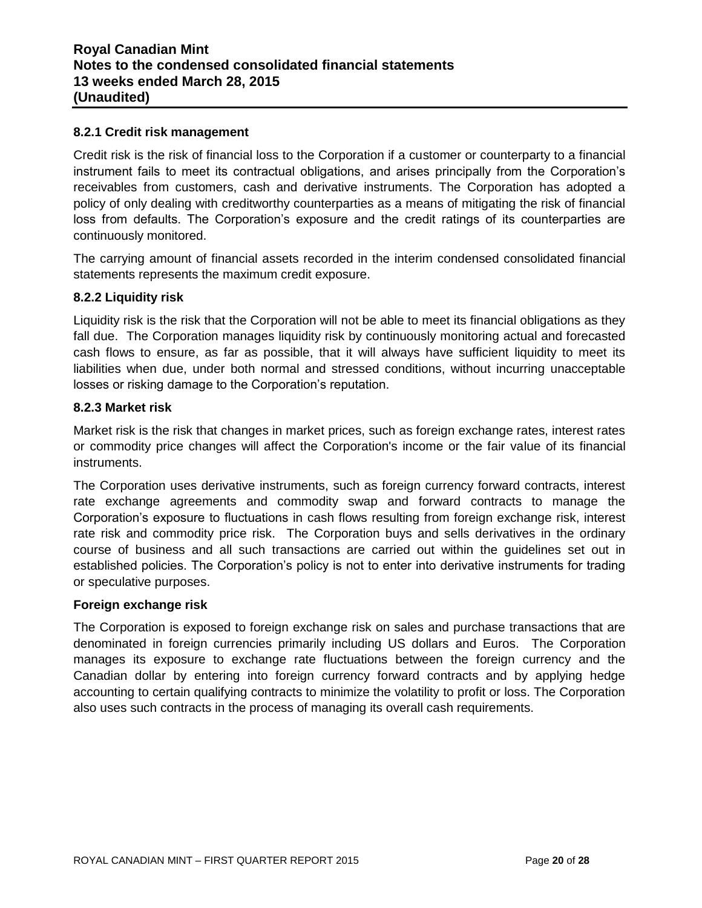#### 8.2.1 Credit risk management

Credit risk is the risk of financial loss to the Corporation if a customer or counterparty to a financial instrument fails to meet its contractual obligations, and arises principally from the Corporation's receivables from customers, cash and derivative instruments. The Corporation has adopted a policy of only dealing with creditworthy counterparties as a means of mitigating the risk of financial loss from defaults. The Corporation's exposure and the credit ratings of its counterparties are continuously monitored.

The carrying amount of financial assets recorded in the interim condensed consolidated financial statements represents the maximum credit exposure.

#### 8.2.2 Liquidity risk

Liquidity risk is the risk that the Corporation will not be able to meet its financial obligations as they fall due. The Corporation manages liquidity risk by continuously monitoring actual and forecasted cash flows to ensure, as far as possible, that it will always have sufficient liquidity to meet its liabilities when due, under both normal and stressed conditions, without incurring unacceptable losses or risking damage to the Corporation's reputation.

#### 8.2.3 Market risk

Market risk is the risk that changes in market prices, such as foreign exchange rates, interest rates or commodity price changes will affect the Corporation's income or the fair value of its financial instruments.

The Corporation uses derivative instruments, such as foreign currency forward contracts, interest rate exchange agreements and commodity swap and forward contracts to manage the Corporation's exposure to fluctuations in cash flows resulting from foreign exchange risk, interest rate risk and commodity price risk. The Corporation buys and sells derivatives in the ordinary course of business and all such transactions are carried out within the guidelines set out in established policies. The Corporation's policy is not to enter into derivative instruments for trading or speculative purposes.

**Foreign exchange risk**

The Corporation is exposed to foreign exchange risk on sales and purchase transactions that are denominated in foreign currencies primarily including US dollars and Euros. The Corporation manages its exposure to exchange rate fluctuations between the foreign currency and the Canadian dollar by entering into foreign currency forward contracts and by applying hedge accounting to certain qualifying contracts to minimize the volatility to profit or loss. The Corporation also uses such contracts in the process of managing its overall cash requirements.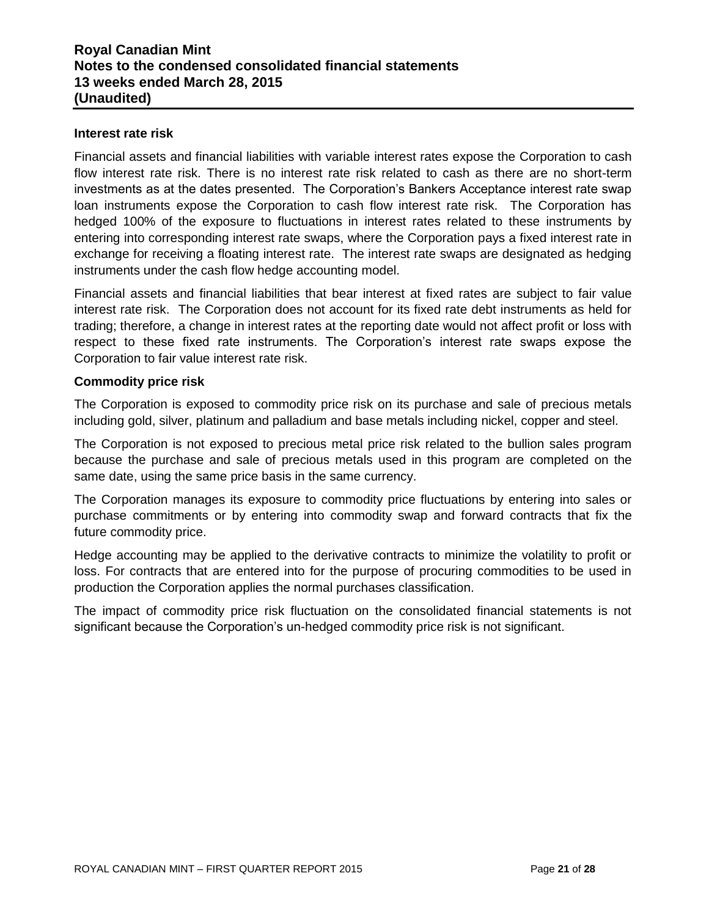### Interest rate risk

Financial assets and financial liabilities with variable interest rates expose the Corporation to cash flow interest rate risk. There is no interest rate risk related to cash as there are no short-term investments as at the dates presented. The Corporation's Bankers Acceptance interest rate swap loan instruments expose the Corporation to cash flow interest rate risk. The Corporation has hedged 100% of the exposure to fluctuations in interest rates related to these instruments by entering into corresponding interest rate swaps, where the Corporation pays a fixed interest rate in exchange for receiving a floating interest rate. The interest rate swaps are designated as hedging instruments under the cash flow hedge accounting model.

Financial assets and financial liabilities that bear interest at fixed rates are subject to fair value interest rate risk. The Corporation does not account for its fixed rate debt instruments as held for trading; therefore, a change in interest rates at the reporting date would not affect profit or loss with respect to these fixed rate instruments. The Corporation's interest rate swaps expose the Corporation to fair value interest rate risk.

### Commodity price risk

The Corporation is exposed to commodity price risk on its purchase and sale of precious metals including gold, silver, platinum and palladium and base metals including nickel, copper and steel.

The Corporation is not exposed to precious metal price risk related to the bullion sales program because the purchase and sale of precious metals used in this program are completed on the same date, using the same price basis in the same currency.

The Corporation manages its exposure to commodity price fluctuations by entering into sales or purchase commitments or by entering into commodity swap and forward contracts that fix the future commodity price.

Hedge accounting may be applied to the derivative contracts to minimize the volatility to profit or loss. For contracts that are entered into for the purpose of procuring commodities to be used in production the Corporation applies the normal purchases classification.

The impact of commodity price risk fluctuation on the consolidated financial statements is not significant because the Corporation's un-hedged commodity price risk is not significant.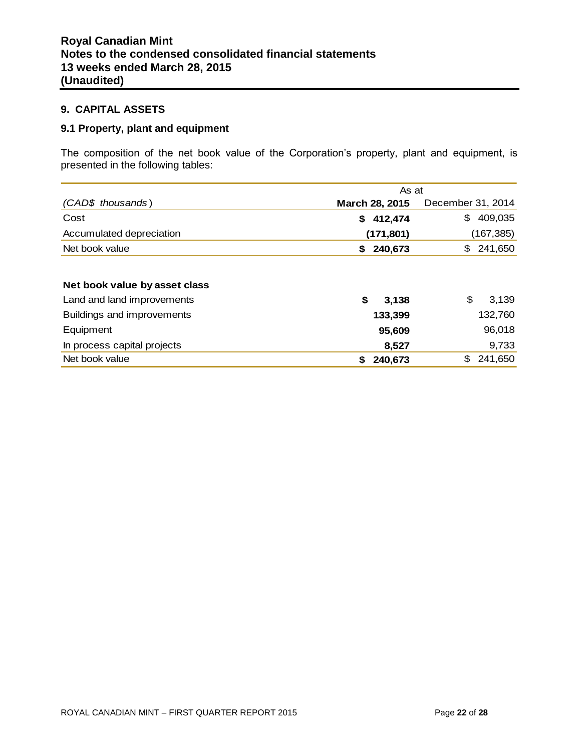## 9. CAPITAL ASSETS

### 9.1 Property, plant and equipment

The composition of the net book value of the Corporation's property, plant and equipment, is presented in the following tables:

| | As at | |
|---|---|---|
| *(CAD$ thousands)* | **March 28, 2015** | December 31, 2014 |
| Cost | **$ 412,474** | $ 409,035 |
| Accumulated depreciation | **(171,801)** | (167,385) |
| Net book value | **$ 240,673** | $ 241,650 |
| | | |
| **Net book value by asset class** | | |
| Land and land improvements | **$ 3,138** | $ 3,139 |
| Buildings and improvements | **133,399** | 132,760 |
| Equipment | **95,609** | 96,018 |
| In process capital projects | **8,527** | 9,733 |
| Net book value | **$ 240,673** | $ 241,650 |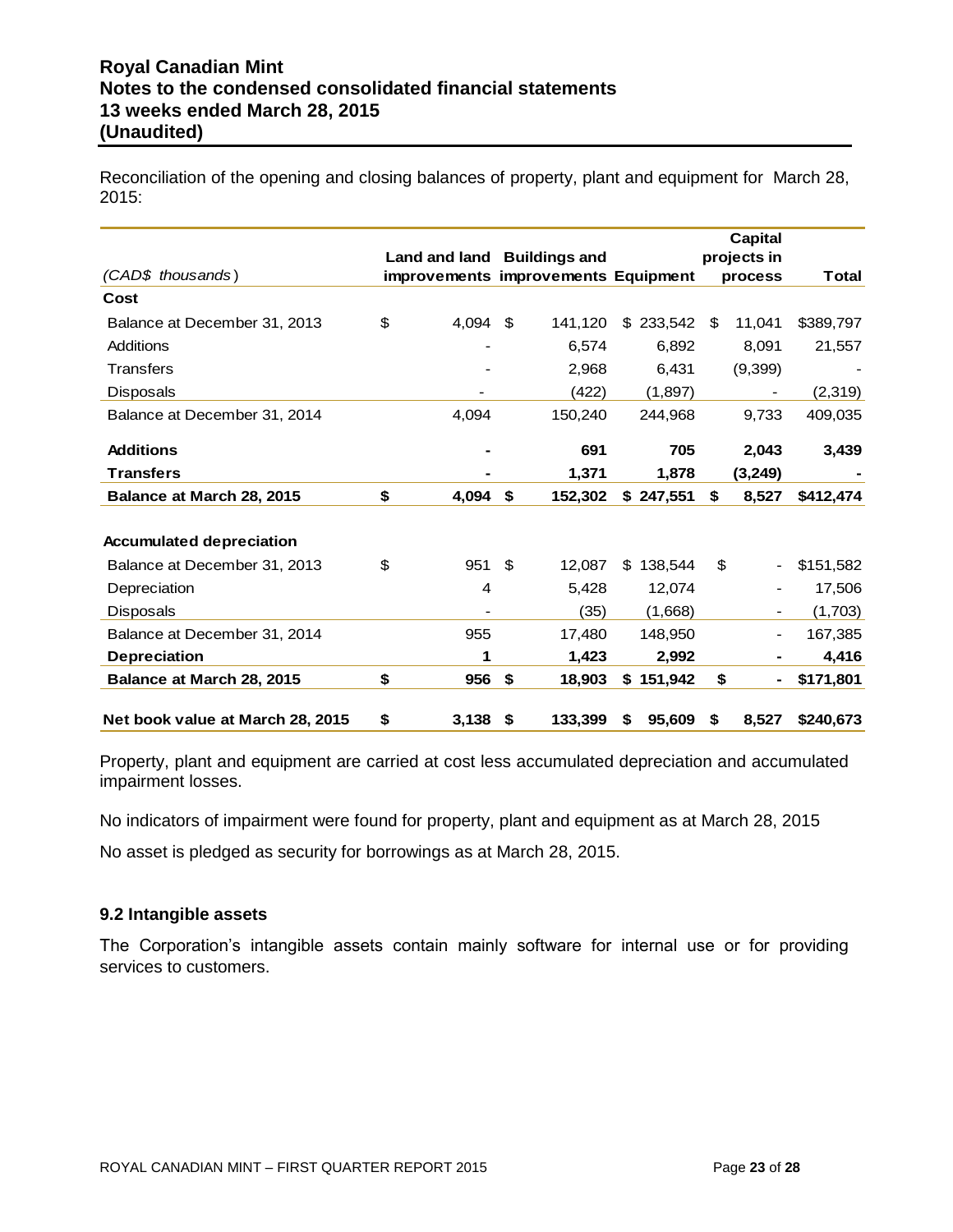Reconciliation of the opening and closing balances of property, plant and equipment for March 28, 2015:

| *(CAD$ thousands)* | Land and land improvements | Buildings and improvements | Equipment | Capital projects in process | Total |
|---|---|---|---|---|---|
| **Cost** | | | | | |
| Balance at December 31, 2013 | $ 4,094 | $ 141,120 | $ 233,542 | $ 11,041 | $389,797 |
| Additions | - | 6,574 | 6,892 | 8,091 | 21,557 |
| Transfers | - | 2,968 | 6,431 | (9,399) | - |
| Disposals | - | (422) | (1,897) | - | (2,319) |
| Balance at December 31, 2014 | 4,094 | 150,240 | 244,968 | 9,733 | 409,035 |
| **Additions** | **-** | **691** | **705** | **2,043** | **3,439** |
| **Transfers** | **-** | **1,371** | **1,878** | **(3,249)** | **-** |
| **Balance at March 28, 2015** | **$ 4,094** | **$ 152,302** | **$ 247,551** | **$ 8,527** | **$412,474** |
| **Accumulated depreciation** | | | | | |
| Balance at December 31, 2013 | $ 951 | $ 12,087 | $ 138,544 | $ - | $151,582 |
| Depreciation | 4 | 5,428 | 12,074 | - | 17,506 |
| Disposals | - | (35) | (1,668) | - | (1,703) |
| Balance at December 31, 2014 | 955 | 17,480 | 148,950 | - | 167,385 |
| **Depreciation** | **1** | **1,423** | **2,992** | **-** | **4,416** |
| **Balance at March 28, 2015** | **$ 956** | **$ 18,903** | **$ 151,942** | **$ -** | **$171,801** |
| **Net book value at March 28, 2015** | **$ 3,138** | **$ 133,399** | **$ 95,609** | **$ 8,527** | **$240,673** |

Property, plant and equipment are carried at cost less accumulated depreciation and accumulated impairment losses.

No indicators of impairment were found for property, plant and equipment as at March 28, 2015

No asset is pledged as security for borrowings as at March 28, 2015.

### 9.2 Intangible assets

The Corporation's intangible assets contain mainly software for internal use or for providing services to customers.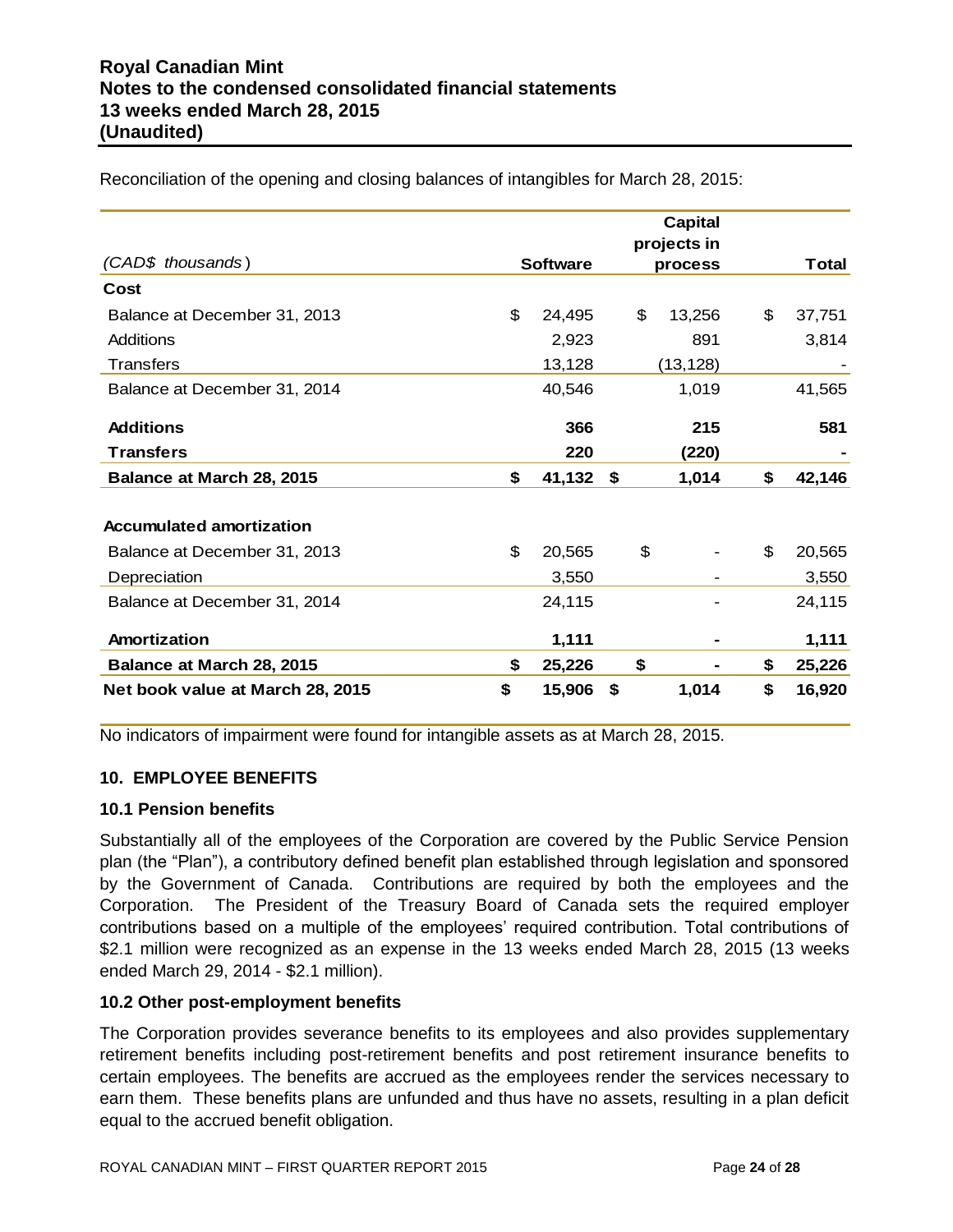Reconciliation of the opening and closing balances of intangibles for March 28, 2015:

| *(CAD$ thousands)* | Software | Capital projects in process | Total |
|---|---|---|---|
| **Cost** | | | |
| Balance at December 31, 2013 | $ 24,495 | $ 13,256 | $ 37,751 |
| Additions | 2,923 | 891 | 3,814 |
| Transfers | 13,128 | (13,128) | - |
| Balance at December 31, 2014 | 40,546 | 1,019 | 41,565 |
| **Additions** | **366** | **215** | **581** |
| **Transfers** | **220** | **(220)** | **-** |
| **Balance at March 28, 2015** | **$ 41,132** | **$ 1,014** | **$ 42,146** |
| **Accumulated amortization** | | | |
| Balance at December 31, 2013 | $ 20,565 | $ - | $ 20,565 |
| Depreciation | 3,550 | - | 3,550 |
| Balance at December 31, 2014 | 24,115 | - | 24,115 |
| **Amortization** | **1,111** | **-** | **1,111** |
| **Balance at March 28, 2015** | **$ 25,226** | **$ -** | **$ 25,226** |
| **Net book value at March 28, 2015** | **$ 15,906** | **$ 1,014** | **$ 16,920** |

No indicators of impairment were found for intangible assets as at March 28, 2015.

## 10. EMPLOYEE BENEFITS

### 10.1 Pension benefits

Substantially all of the employees of the Corporation are covered by the Public Service Pension plan (the "Plan"), a contributory defined benefit plan established through legislation and sponsored by the Government of Canada. Contributions are required by both the employees and the Corporation. The President of the Treasury Board of Canada sets the required employer contributions based on a multiple of the employees' required contribution. Total contributions of $2.1 million were recognized as an expense in the 13 weeks ended March 28, 2015 (13 weeks ended March 29, 2014 - $2.1 million).

### 10.2 Other post-employment benefits

The Corporation provides severance benefits to its employees and also provides supplementary retirement benefits including post-retirement benefits and post retirement insurance benefits to certain employees. The benefits are accrued as the employees render the services necessary to earn them. These benefits plans are unfunded and thus have no assets, resulting in a plan deficit equal to the accrued benefit obligation.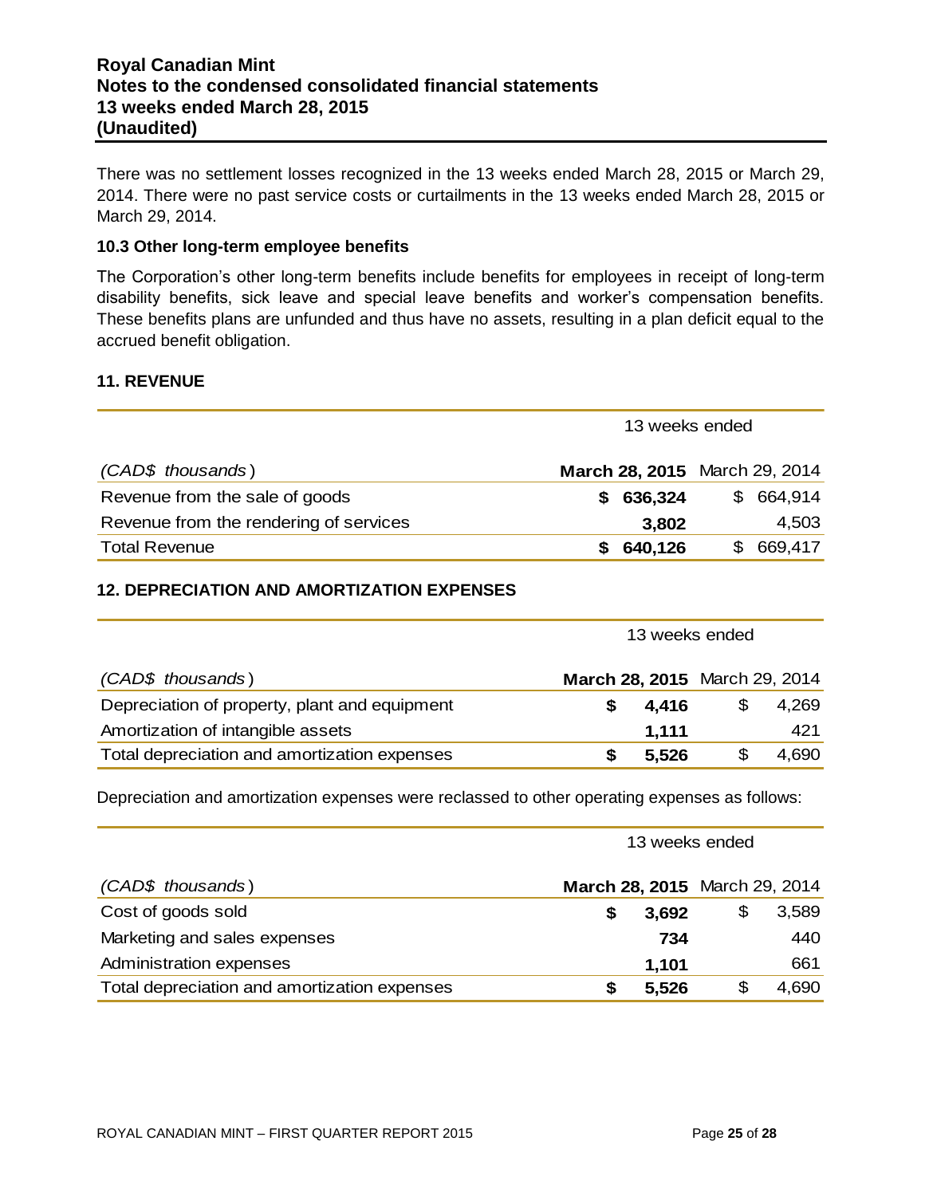There was no settlement losses recognized in the 13 weeks ended March 28, 2015 or March 29, 2014. There were no past service costs or curtailments in the 13 weeks ended March 28, 2015 or March 29, 2014.

### 10.3 Other long-term employee benefits

The Corporation's other long-term benefits include benefits for employees in receipt of long-term disability benefits, sick leave and special leave benefits and worker's compensation benefits. These benefits plans are unfunded and thus have no assets, resulting in a plan deficit equal to the accrued benefit obligation.

## 11. REVENUE

| | 13 weeks ended | |
|---|---|---|
| *(CAD$ thousands)* | **March 28, 2015** | March 29, 2014 |
| Revenue from the sale of goods | **$ 636,324** | $ 664,914 |
| Revenue from the rendering of services | **3,802** | 4,503 |
| Total Revenue | **$ 640,126** | $ 669,417 |

## 12. DEPRECIATION AND AMORTIZATION EXPENSES

| | 13 weeks ended | |
|---|---|---|
| *(CAD$ thousands)* | **March 28, 2015** | March 29, 2014 |
| Depreciation of property, plant and equipment | **$ 4,416** | $ 4,269 |
| Amortization of intangible assets | **1,111** | 421 |
| Total depreciation and amortization expenses | **$ 5,526** | $ 4,690 |

Depreciation and amortization expenses were reclassed to other operating expenses as follows:

| | 13 weeks ended | |
|---|---|---|
| *(CAD$ thousands)* | **March 28, 2015** | March 29, 2014 |
| Cost of goods sold | **$ 3,692** | $ 3,589 |
| Marketing and sales expenses | **734** | 440 |
| Administration expenses | **1,101** | 661 |
| Total depreciation and amortization expenses | **$ 5,526** | $ 4,690 |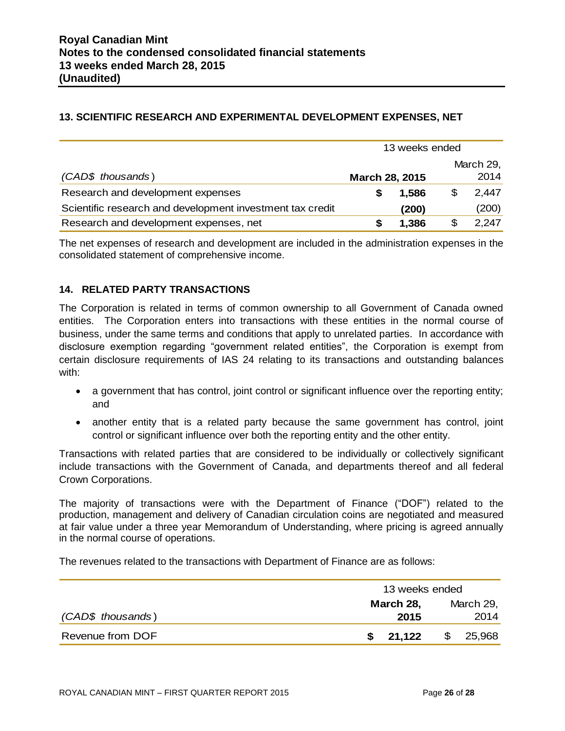## 13. SCIENTIFIC RESEARCH AND EXPERIMENTAL DEVELOPMENT EXPENSES, NET

| | 13 weeks ended | |
|---|---|---|
| *(CAD$ thousands)* | **March 28, 2015** | March 29, 2014 |
| Research and development expenses | **$ 1,586** | $ 2,447 |
| Scientific research and development investment tax credit | **(200)** | (200) |
| Research and development expenses, net | **$ 1,386** | $ 2,247 |

The net expenses of research and development are included in the administration expenses in the consolidated statement of comprehensive income.

## 14. RELATED PARTY TRANSACTIONS

The Corporation is related in terms of common ownership to all Government of Canada owned entities. The Corporation enters into transactions with these entities in the normal course of business, under the same terms and conditions that apply to unrelated parties. In accordance with disclosure exemption regarding "government related entities", the Corporation is exempt from certain disclosure requirements of IAS 24 relating to its transactions and outstanding balances with:

- a government that has control, joint control or significant influence over the reporting entity; and
- another entity that is a related party because the same government has control, joint control or significant influence over both the reporting entity and the other entity.

Transactions with related parties that are considered to be individually or collectively significant include transactions with the Government of Canada, and departments thereof and all federal Crown Corporations.

The majority of transactions were with the Department of Finance ("DOF") related to the production, management and delivery of Canadian circulation coins are negotiated and measured at fair value under a three year Memorandum of Understanding, where pricing is agreed annually in the normal course of operations.

The revenues related to the transactions with Department of Finance are as follows:

| | 13 weeks ended | |
|---|---|---|
| *(CAD$ thousands)* | **March 28, 2015** | March 29, 2014 |
| Revenue from DOF | **$ 21,122** | $ 25,968 |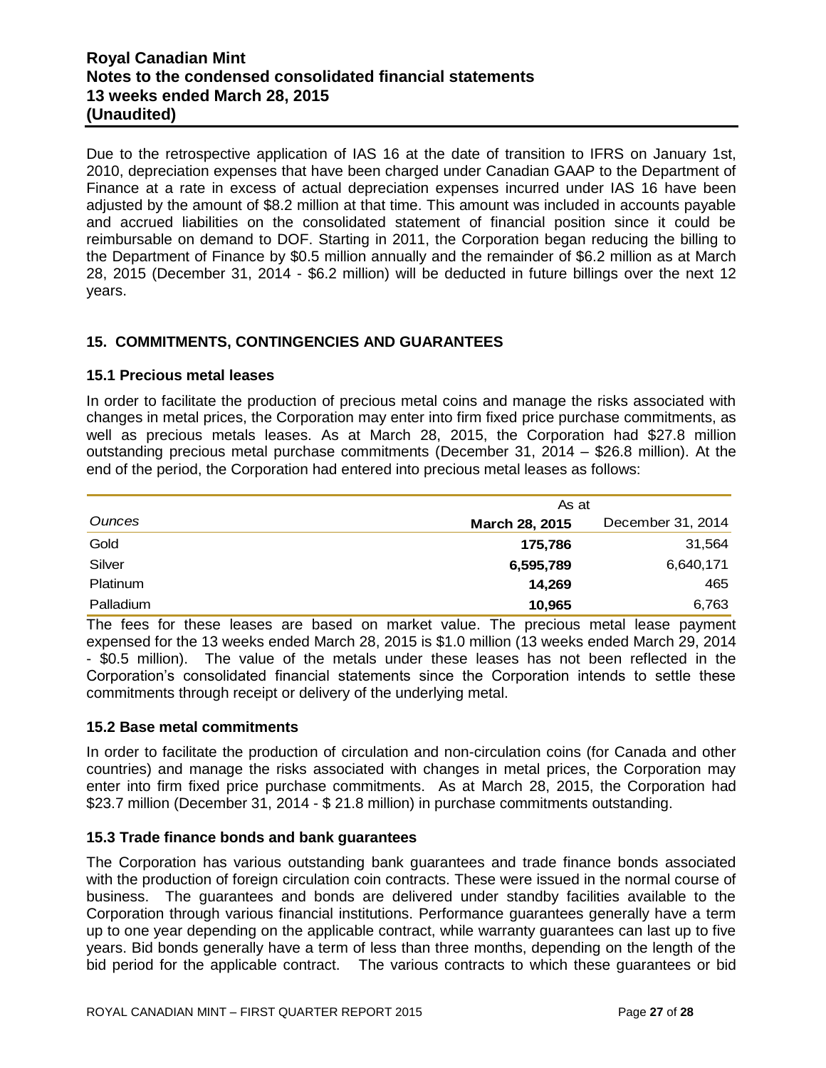Due to the retrospective application of IAS 16 at the date of transition to IFRS on January 1st, 2010, depreciation expenses that have been charged under Canadian GAAP to the Department of Finance at a rate in excess of actual depreciation expenses incurred under IAS 16 have been adjusted by the amount of $8.2 million at that time. This amount was included in accounts payable and accrued liabilities on the consolidated statement of financial position since it could be reimbursable on demand to DOF. Starting in 2011, the Corporation began reducing the billing to the Department of Finance by $0.5 million annually and the remainder of $6.2 million as at March 28, 2015 (December 31, 2014 - $6.2 million) will be deducted in future billings over the next 12 years.

## 15. COMMITMENTS, CONTINGENCIES AND GUARANTEES

### 15.1 Precious metal leases

In order to facilitate the production of precious metal coins and manage the risks associated with changes in metal prices, the Corporation may enter into firm fixed price purchase commitments, as well as precious metals leases. As at March 28, 2015, the Corporation had $27.8 million outstanding precious metal purchase commitments (December 31, 2014 – $26.8 million). At the end of the period, the Corporation had entered into precious metal leases as follows:

| | As at | |
|---|---|---|
| *Ounces* | **March 28, 2015** | December 31, 2014 |
| Gold | **175,786** | 31,564 |
| Silver | **6,595,789** | 6,640,171 |
| Platinum | **14,269** | 465 |
| Palladium | **10,965** | 6,763 |

The fees for these leases are based on market value. The precious metal lease payment expensed for the 13 weeks ended March 28, 2015 is $1.0 million (13 weeks ended March 29, 2014 - $0.5 million). The value of the metals under these leases has not been reflected in the Corporation's consolidated financial statements since the Corporation intends to settle these commitments through receipt or delivery of the underlying metal.

### 15.2 Base metal commitments

In order to facilitate the production of circulation and non-circulation coins (for Canada and other countries) and manage the risks associated with changes in metal prices, the Corporation may enter into firm fixed price purchase commitments. As at March 28, 2015, the Corporation had $23.7 million (December 31, 2014 - $ 21.8 million) in purchase commitments outstanding.

### 15.3 Trade finance bonds and bank guarantees

The Corporation has various outstanding bank guarantees and trade finance bonds associated with the production of foreign circulation coin contracts. These were issued in the normal course of business. The guarantees and bonds are delivered under standby facilities available to the Corporation through various financial institutions. Performance guarantees generally have a term up to one year depending on the applicable contract, while warranty guarantees can last up to five years. Bid bonds generally have a term of less than three months, depending on the length of the bid period for the applicable contract. The various contracts to which these guarantees or bid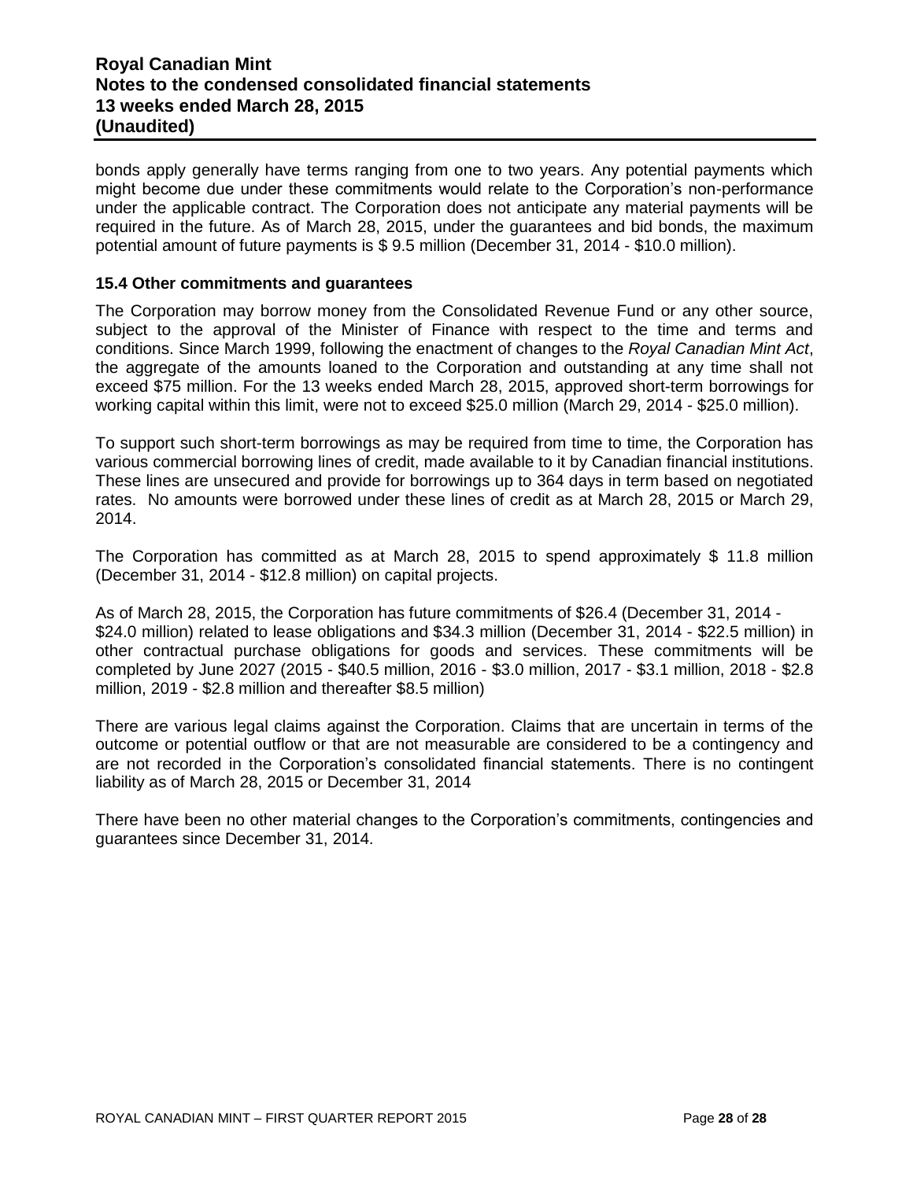bonds apply generally have terms ranging from one to two years. Any potential payments which might become due under these commitments would relate to the Corporation's non-performance under the applicable contract. The Corporation does not anticipate any material payments will be required in the future. As of March 28, 2015, under the guarantees and bid bonds, the maximum potential amount of future payments is $ 9.5 million (December 31, 2014 - $10.0 million).

### 15.4 Other commitments and guarantees

The Corporation may borrow money from the Consolidated Revenue Fund or any other source, subject to the approval of the Minister of Finance with respect to the time and terms and conditions. Since March 1999, following the enactment of changes to the *Royal Canadian Mint Act*, the aggregate of the amounts loaned to the Corporation and outstanding at any time shall not exceed $75 million. For the 13 weeks ended March 28, 2015, approved short-term borrowings for working capital within this limit, were not to exceed $25.0 million (March 29, 2014 - $25.0 million).

To support such short-term borrowings as may be required from time to time, the Corporation has various commercial borrowing lines of credit, made available to it by Canadian financial institutions. These lines are unsecured and provide for borrowings up to 364 days in term based on negotiated rates. No amounts were borrowed under these lines of credit as at March 28, 2015 or March 29, 2014.

The Corporation has committed as at March 28, 2015 to spend approximately $ 11.8 million (December 31, 2014 - $12.8 million) on capital projects.

As of March 28, 2015, the Corporation has future commitments of $26.4 (December 31, 2014 - $24.0 million) related to lease obligations and $34.3 million (December 31, 2014 - $22.5 million) in other contractual purchase obligations for goods and services. These commitments will be completed by June 2027 (2015 - $40.5 million, 2016 - $3.0 million, 2017 - $3.1 million, 2018 - $2.8 million, 2019 - $2.8 million and thereafter $8.5 million)

There are various legal claims against the Corporation. Claims that are uncertain in terms of the outcome or potential outflow or that are not measurable are considered to be a contingency and are not recorded in the Corporation's consolidated financial statements. There is no contingent liability as of March 28, 2015 or December 31, 2014

There have been no other material changes to the Corporation's commitments, contingencies and guarantees since December 31, 2014.